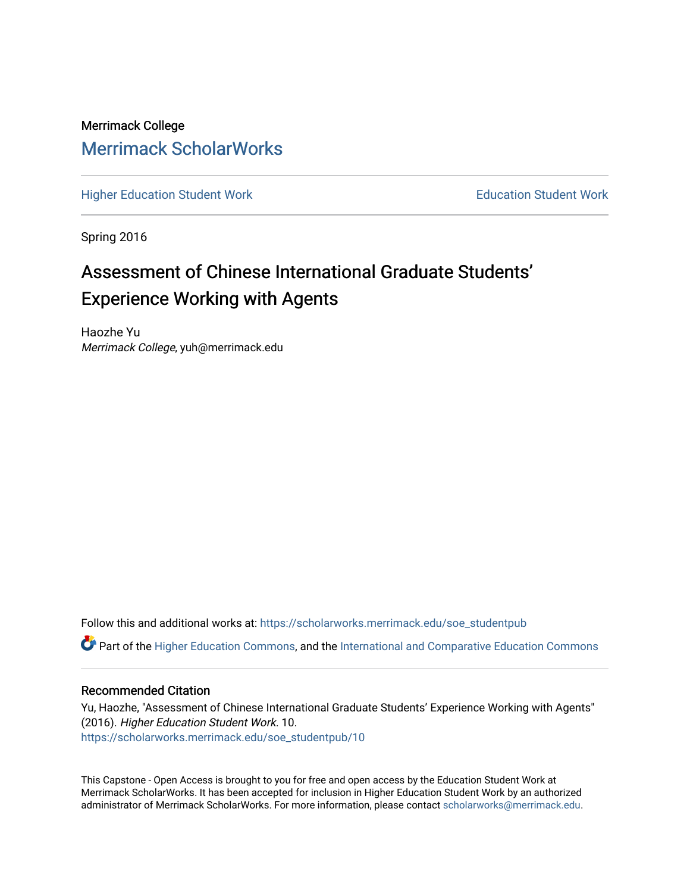Merrimack College

## Merrimack ScholarWorks

Higher Education Student Work

Education Student Work

Spring 2016

# Assessment of Chinese International Graduate Students' Experience Working with Agents

Haozhe Yu
*Merrimack College*, yuh@merrimack.edu

Follow this and additional works at: https://scholarworks.merrimack.edu/soe_studentpub

Part of the Higher Education Commons, and the International and Comparative Education Commons

### Recommended Citation

Yu, Haozhe, "Assessment of Chinese International Graduate Students' Experience Working with Agents" (2016). *Higher Education Student Work*. 10.
https://scholarworks.merrimack.edu/soe_studentpub/10

This Capstone - Open Access is brought to you for free and open access by the Education Student Work at Merrimack ScholarWorks. It has been accepted for inclusion in Higher Education Student Work by an authorized administrator of Merrimack ScholarWorks. For more information, please contact scholarworks@merrimack.edu.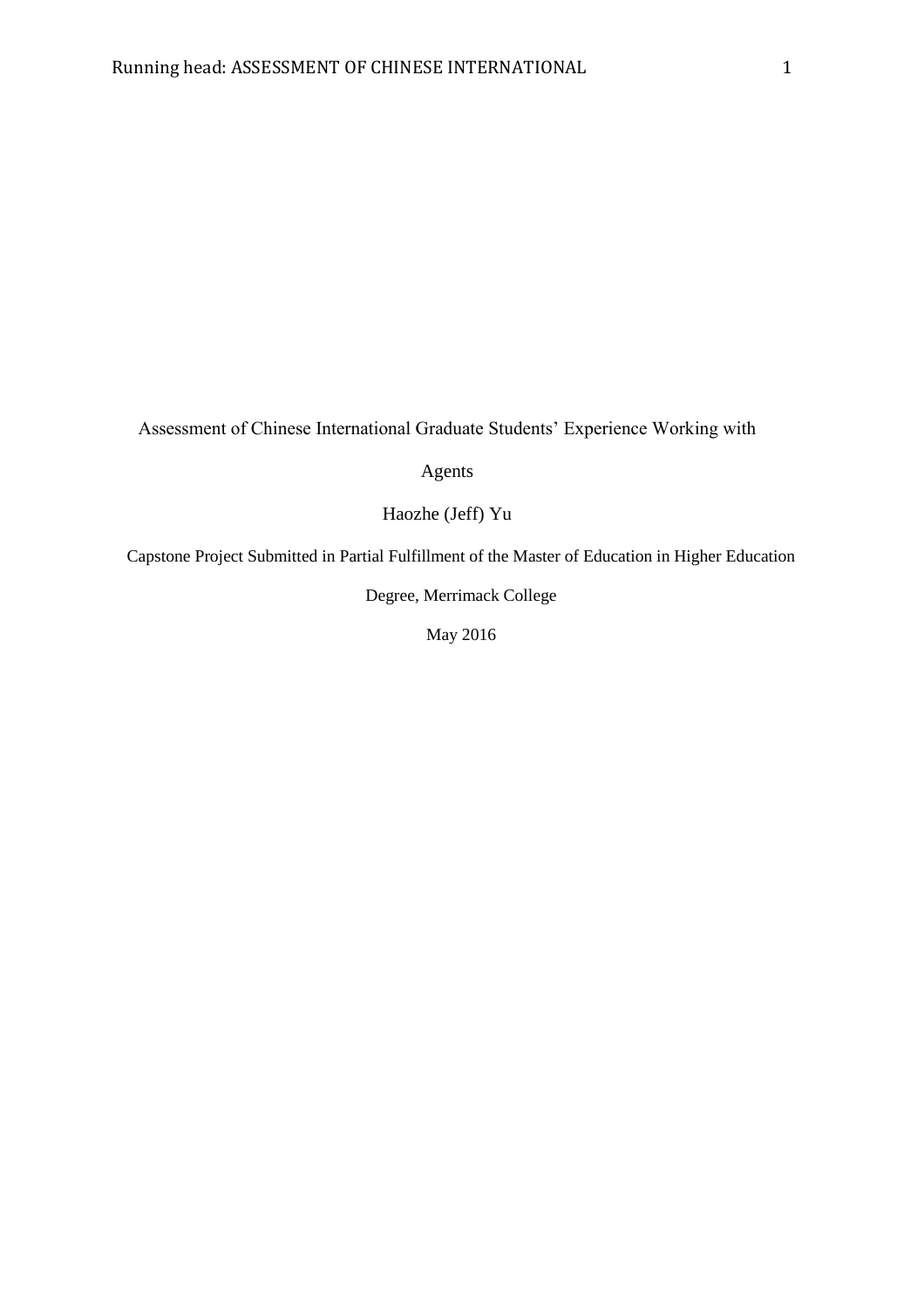Assessment of Chinese International Graduate Students' Experience Working with Agents

Haozhe (Jeff) Yu

Capstone Project Submitted in Partial Fulfillment of the Master of Education in Higher Education Degree, Merrimack College

May 2016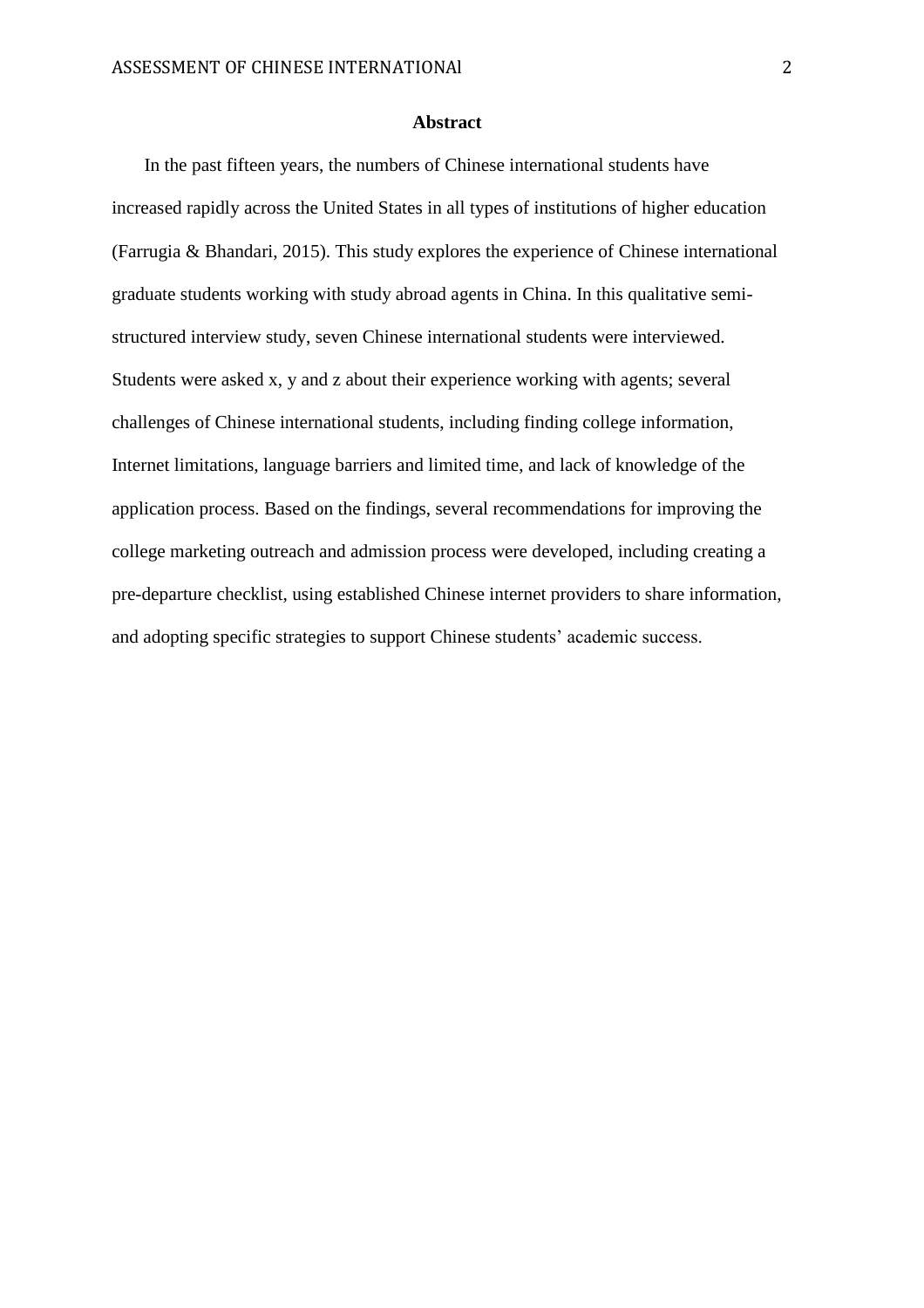## Abstract

In the past fifteen years, the numbers of Chinese international students have increased rapidly across the United States in all types of institutions of higher education (Farrugia & Bhandari, 2015). This study explores the experience of Chinese international graduate students working with study abroad agents in China. In this qualitative semi-structured interview study, seven Chinese international students were interviewed. Students were asked x, y and z about their experience working with agents; several challenges of Chinese international students, including finding college information, Internet limitations, language barriers and limited time, and lack of knowledge of the application process. Based on the findings, several recommendations for improving the college marketing outreach and admission process were developed, including creating a pre-departure checklist, using established Chinese internet providers to share information, and adopting specific strategies to support Chinese students' academic success.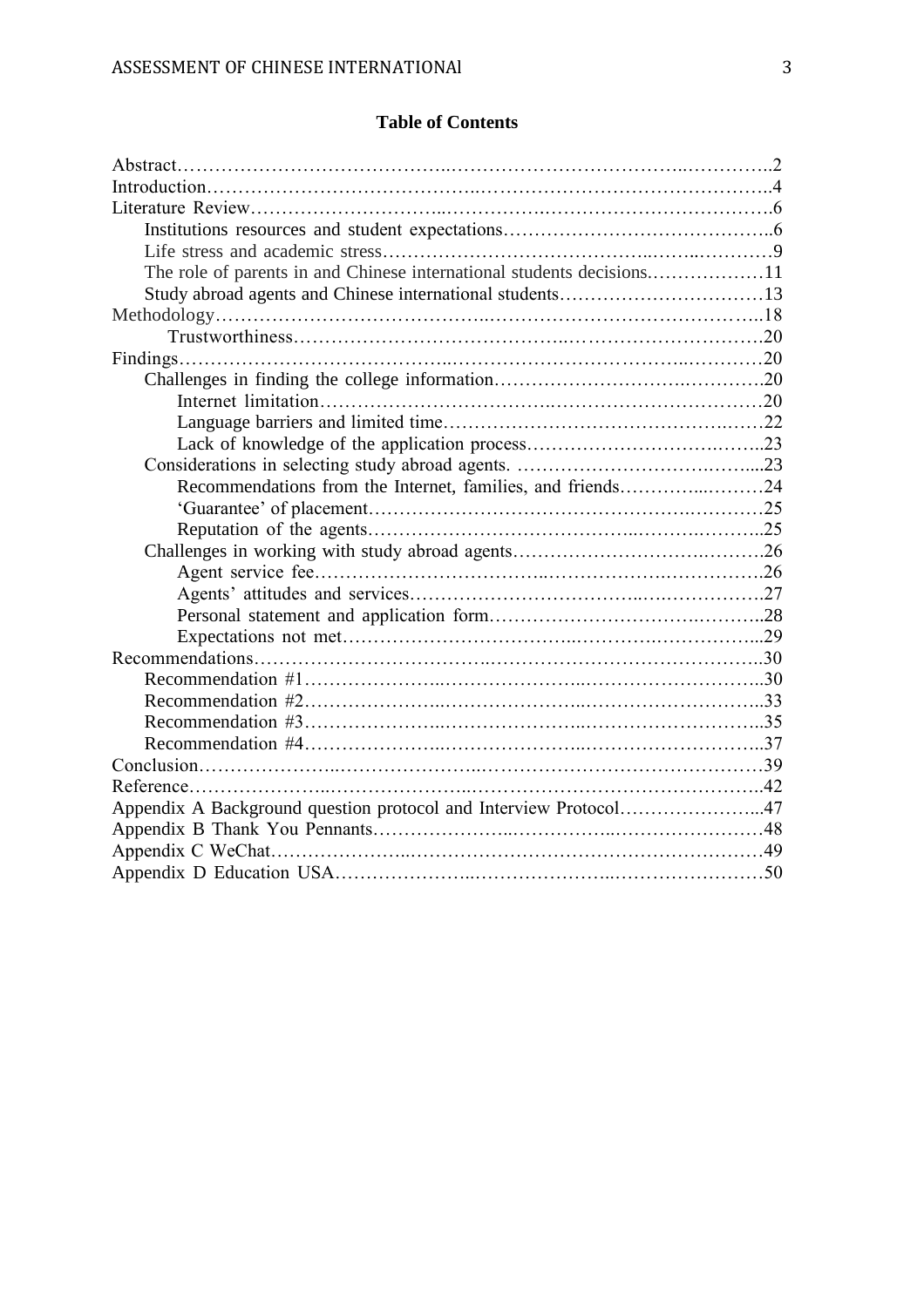**Table of Contents**

Abstract……………………………………………………………………………………2
Introduction………………………………………………………………………………4
Literature Review…………………………………………………………………………6
- Institutions resources and student expectations……………………………………6
- Life stress and academic stress………………………………………………………9
- The role of parents in and Chinese international students decisions………………11
- Study abroad agents and Chinese international students……………………………13

Methodology………………………………………………………………………………18
- Trustworthiness…………………………………………………………………………20

Findings……………………………………………………………………………………20
- Challenges in finding the college information………………………………………20
  - Internet limitation……………………………………………………………………20
  - Language barriers and limited time…………………………………………………22
  - Lack of knowledge of the application process………………………………………23
- Considerations in selecting study abroad agents. ……………………………………23
  - Recommendations from the Internet, families, and friends…………………………24
  - 'Guarantee' of placement……………………………………………………………25
  - Reputation of the agents……………………………………………………………25
- Challenges in working with study abroad agents……………………………………26
  - Agent service fee……………………………………………………………………26
  - Agents' attitudes and services………………………………………………………27
  - Personal statement and application form……………………………………………28
  - Expectations not met…………………………………………………………………29

Recommendations…………………………………………………………………………30
- Recommendation #1……………………………………………………………………30
- Recommendation #2……………………………………………………………………33
- Recommendation #3……………………………………………………………………35
- Recommendation #4……………………………………………………………………37

Conclusion…………………………………………………………………………………39
Reference…………………………………………………………………………………42
Appendix A Background question protocol and Interview Protocol……………………47
Appendix B Thank You Pennants…………………………………………………………48
Appendix C WeChat………………………………………………………………………49
Appendix D Education USA………………………………………………………………50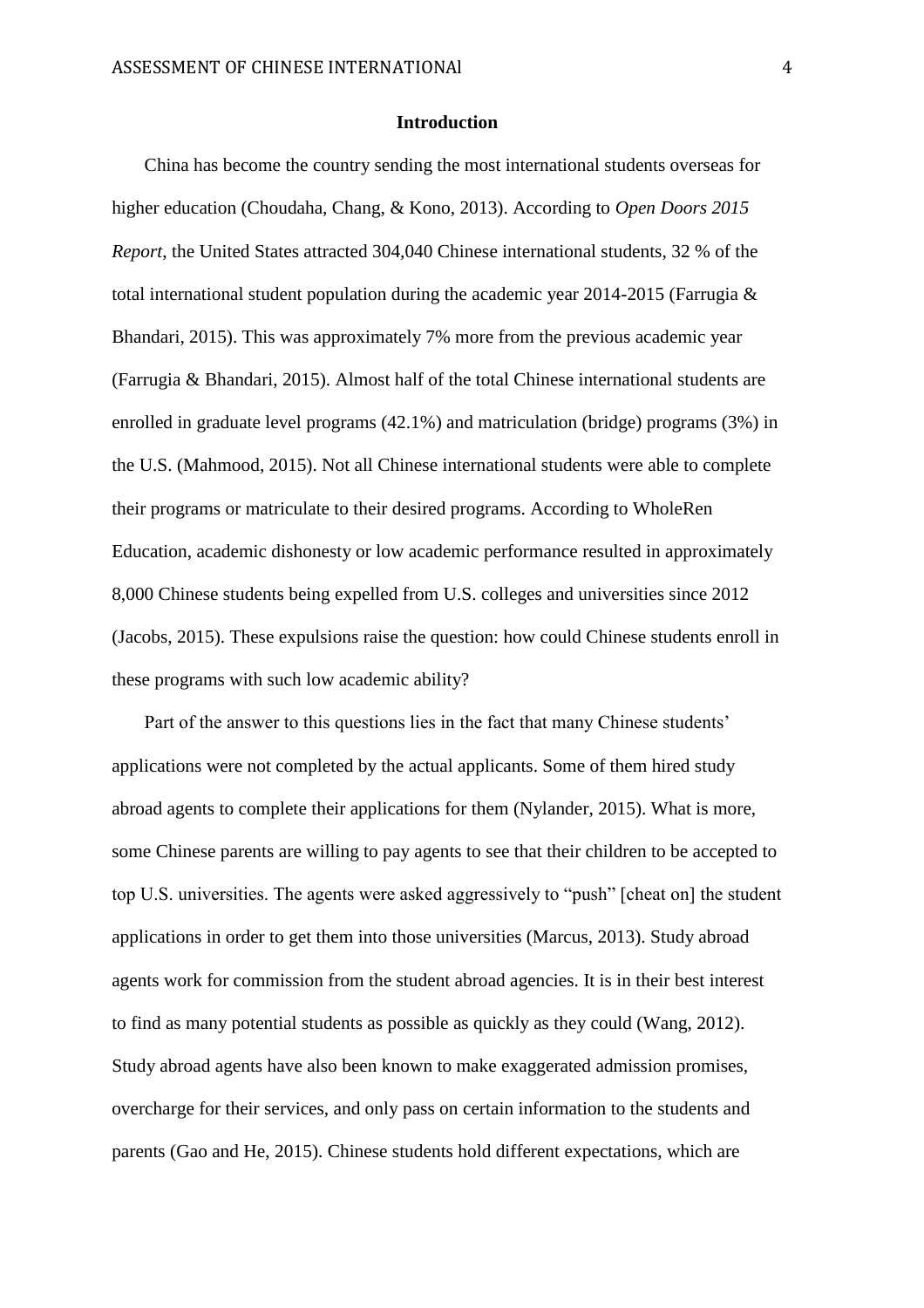## Introduction

China has become the country sending the most international students overseas for higher education (Choudaha, Chang, & Kono, 2013). According to *Open Doors 2015 Report*, the United States attracted 304,040 Chinese international students, 32 % of the total international student population during the academic year 2014-2015 (Farrugia & Bhandari, 2015). This was approximately 7% more from the previous academic year (Farrugia & Bhandari, 2015). Almost half of the total Chinese international students are enrolled in graduate level programs (42.1%) and matriculation (bridge) programs (3%) in the U.S. (Mahmood, 2015). Not all Chinese international students were able to complete their programs or matriculate to their desired programs. According to WholeRen Education, academic dishonesty or low academic performance resulted in approximately 8,000 Chinese students being expelled from U.S. colleges and universities since 2012 (Jacobs, 2015). These expulsions raise the question: how could Chinese students enroll in these programs with such low academic ability?

Part of the answer to this questions lies in the fact that many Chinese students' applications were not completed by the actual applicants. Some of them hired study abroad agents to complete their applications for them (Nylander, 2015). What is more, some Chinese parents are willing to pay agents to see that their children to be accepted to top U.S. universities. The agents were asked aggressively to "push" [cheat on] the student applications in order to get them into those universities (Marcus, 2013). Study abroad agents work for commission from the student abroad agencies. It is in their best interest to find as many potential students as possible as quickly as they could (Wang, 2012). Study abroad agents have also been known to make exaggerated admission promises, overcharge for their services, and only pass on certain information to the students and parents (Gao and He, 2015). Chinese students hold different expectations, which are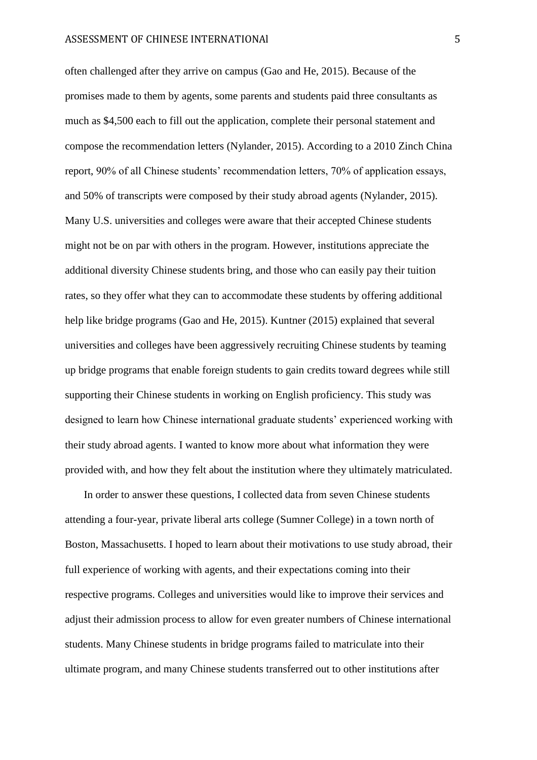often challenged after they arrive on campus (Gao and He, 2015). Because of the promises made to them by agents, some parents and students paid three consultants as much as $4,500 each to fill out the application, complete their personal statement and compose the recommendation letters (Nylander, 2015). According to a 2010 Zinch China report, 90% of all Chinese students' recommendation letters, 70% of application essays, and 50% of transcripts were composed by their study abroad agents (Nylander, 2015). Many U.S. universities and colleges were aware that their accepted Chinese students might not be on par with others in the program. However, institutions appreciate the additional diversity Chinese students bring, and those who can easily pay their tuition rates, so they offer what they can to accommodate these students by offering additional help like bridge programs (Gao and He, 2015). Kuntner (2015) explained that several universities and colleges have been aggressively recruiting Chinese students by teaming up bridge programs that enable foreign students to gain credits toward degrees while still supporting their Chinese students in working on English proficiency. This study was designed to learn how Chinese international graduate students' experienced working with their study abroad agents. I wanted to know more about what information they were provided with, and how they felt about the institution where they ultimately matriculated.

In order to answer these questions, I collected data from seven Chinese students attending a four-year, private liberal arts college (Sumner College) in a town north of Boston, Massachusetts. I hoped to learn about their motivations to use study abroad, their full experience of working with agents, and their expectations coming into their respective programs. Colleges and universities would like to improve their services and adjust their admission process to allow for even greater numbers of Chinese international students. Many Chinese students in bridge programs failed to matriculate into their ultimate program, and many Chinese students transferred out to other institutions after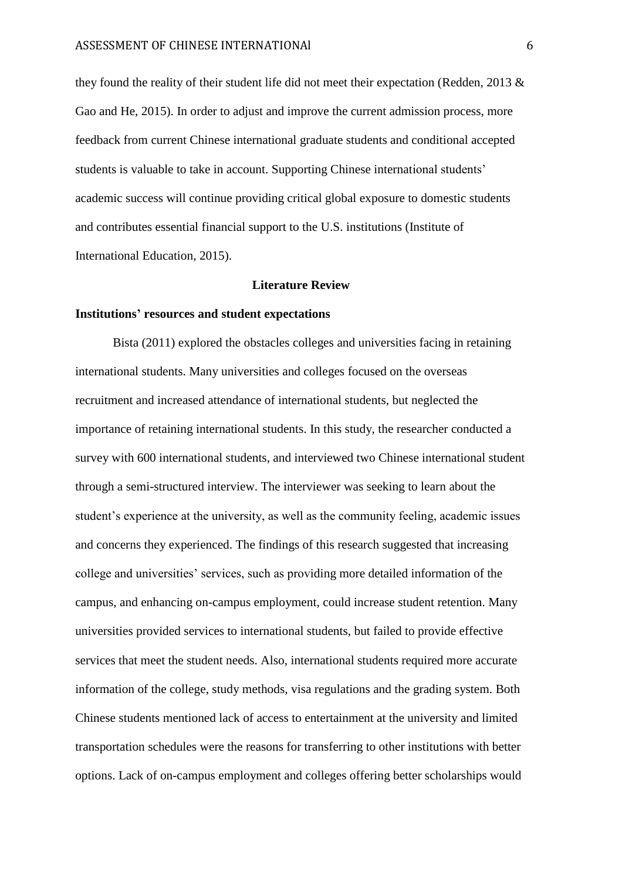they found the reality of their student life did not meet their expectation (Redden, 2013 & Gao and He, 2015). In order to adjust and improve the current admission process, more feedback from current Chinese international graduate students and conditional accepted students is valuable to take in account. Supporting Chinese international students' academic success will continue providing critical global exposure to domestic students and contributes essential financial support to the U.S. institutions (Institute of International Education, 2015).

## Literature Review

### Institutions' resources and student expectations

Bista (2011) explored the obstacles colleges and universities facing in retaining international students. Many universities and colleges focused on the overseas recruitment and increased attendance of international students, but neglected the importance of retaining international students. In this study, the researcher conducted a survey with 600 international students, and interviewed two Chinese international student through a semi-structured interview. The interviewer was seeking to learn about the student's experience at the university, as well as the community feeling, academic issues and concerns they experienced. The findings of this research suggested that increasing college and universities' services, such as providing more detailed information of the campus, and enhancing on-campus employment, could increase student retention. Many universities provided services to international students, but failed to provide effective services that meet the student needs. Also, international students required more accurate information of the college, study methods, visa regulations and the grading system. Both Chinese students mentioned lack of access to entertainment at the university and limited transportation schedules were the reasons for transferring to other institutions with better options. Lack of on-campus employment and colleges offering better scholarships would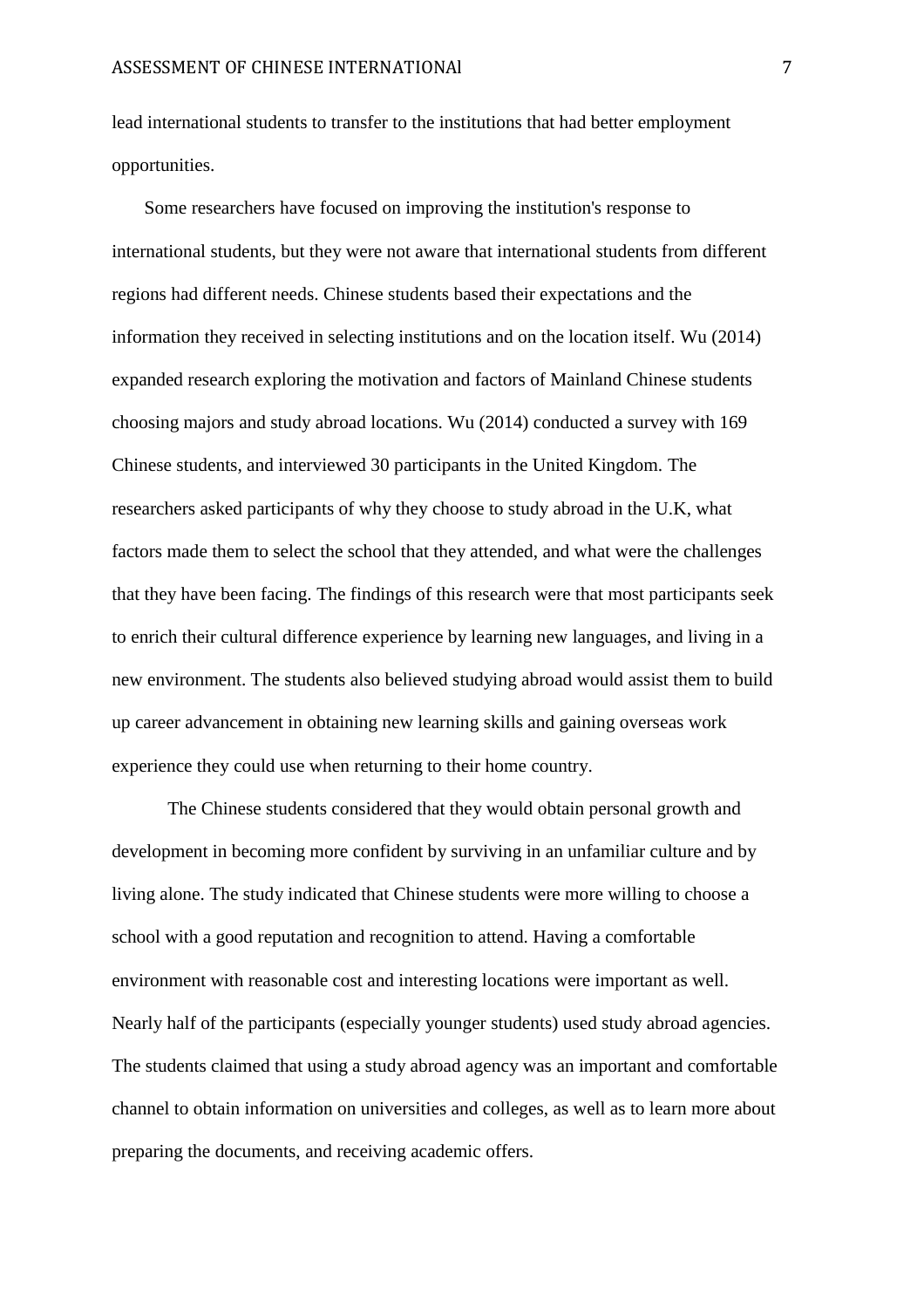lead international students to transfer to the institutions that had better employment opportunities.

Some researchers have focused on improving the institution's response to international students, but they were not aware that international students from different regions had different needs. Chinese students based their expectations and the information they received in selecting institutions and on the location itself. Wu (2014) expanded research exploring the motivation and factors of Mainland Chinese students choosing majors and study abroad locations. Wu (2014) conducted a survey with 169 Chinese students, and interviewed 30 participants in the United Kingdom. The researchers asked participants of why they choose to study abroad in the U.K, what factors made them to select the school that they attended, and what were the challenges that they have been facing. The findings of this research were that most participants seek to enrich their cultural difference experience by learning new languages, and living in a new environment. The students also believed studying abroad would assist them to build up career advancement in obtaining new learning skills and gaining overseas work experience they could use when returning to their home country.

The Chinese students considered that they would obtain personal growth and development in becoming more confident by surviving in an unfamiliar culture and by living alone. The study indicated that Chinese students were more willing to choose a school with a good reputation and recognition to attend. Having a comfortable environment with reasonable cost and interesting locations were important as well. Nearly half of the participants (especially younger students) used study abroad agencies. The students claimed that using a study abroad agency was an important and comfortable channel to obtain information on universities and colleges, as well as to learn more about preparing the documents, and receiving academic offers.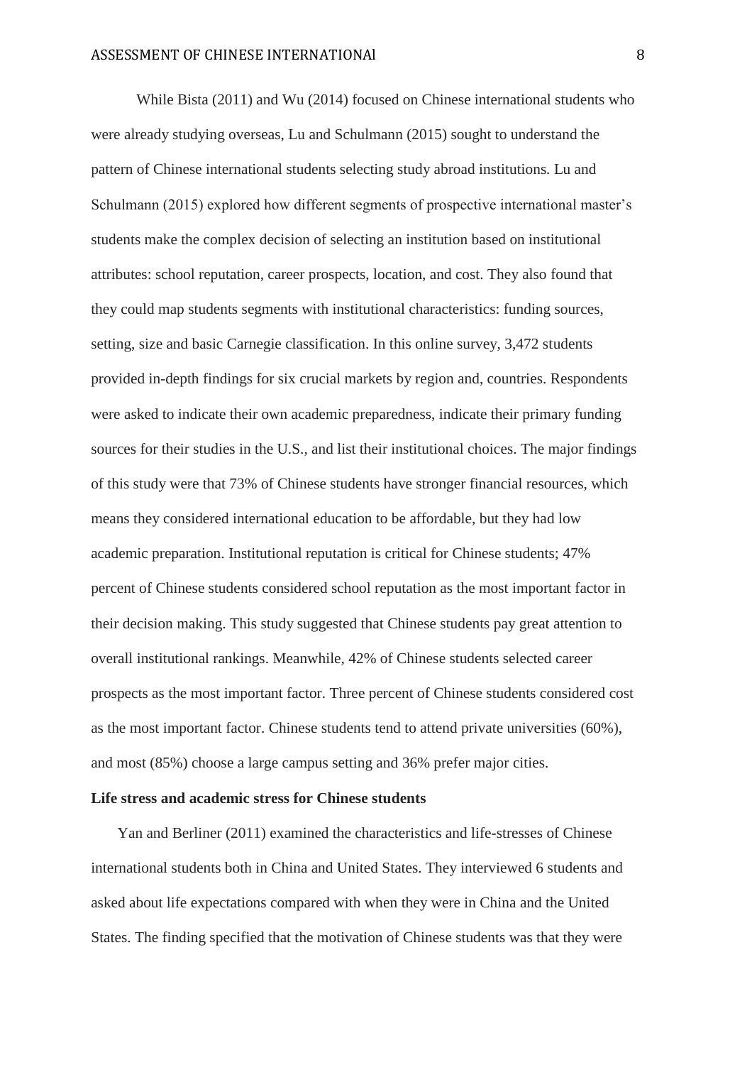While Bista (2011) and Wu (2014) focused on Chinese international students who were already studying overseas, Lu and Schulmann (2015) sought to understand the pattern of Chinese international students selecting study abroad institutions. Lu and Schulmann (2015) explored how different segments of prospective international master's students make the complex decision of selecting an institution based on institutional attributes: school reputation, career prospects, location, and cost. They also found that they could map students segments with institutional characteristics: funding sources, setting, size and basic Carnegie classification. In this online survey, 3,472 students provided in-depth findings for six crucial markets by region and, countries. Respondents were asked to indicate their own academic preparedness, indicate their primary funding sources for their studies in the U.S., and list their institutional choices. The major findings of this study were that 73% of Chinese students have stronger financial resources, which means they considered international education to be affordable, but they had low academic preparation. Institutional reputation is critical for Chinese students; 47% percent of Chinese students considered school reputation as the most important factor in their decision making. This study suggested that Chinese students pay great attention to overall institutional rankings. Meanwhile, 42% of Chinese students selected career prospects as the most important factor. Three percent of Chinese students considered cost as the most important factor. Chinese students tend to attend private universities (60%), and most (85%) choose a large campus setting and 36% prefer major cities.

**Life stress and academic stress for Chinese students**

Yan and Berliner (2011) examined the characteristics and life-stresses of Chinese international students both in China and United States. They interviewed 6 students and asked about life expectations compared with when they were in China and the United States. The finding specified that the motivation of Chinese students was that they were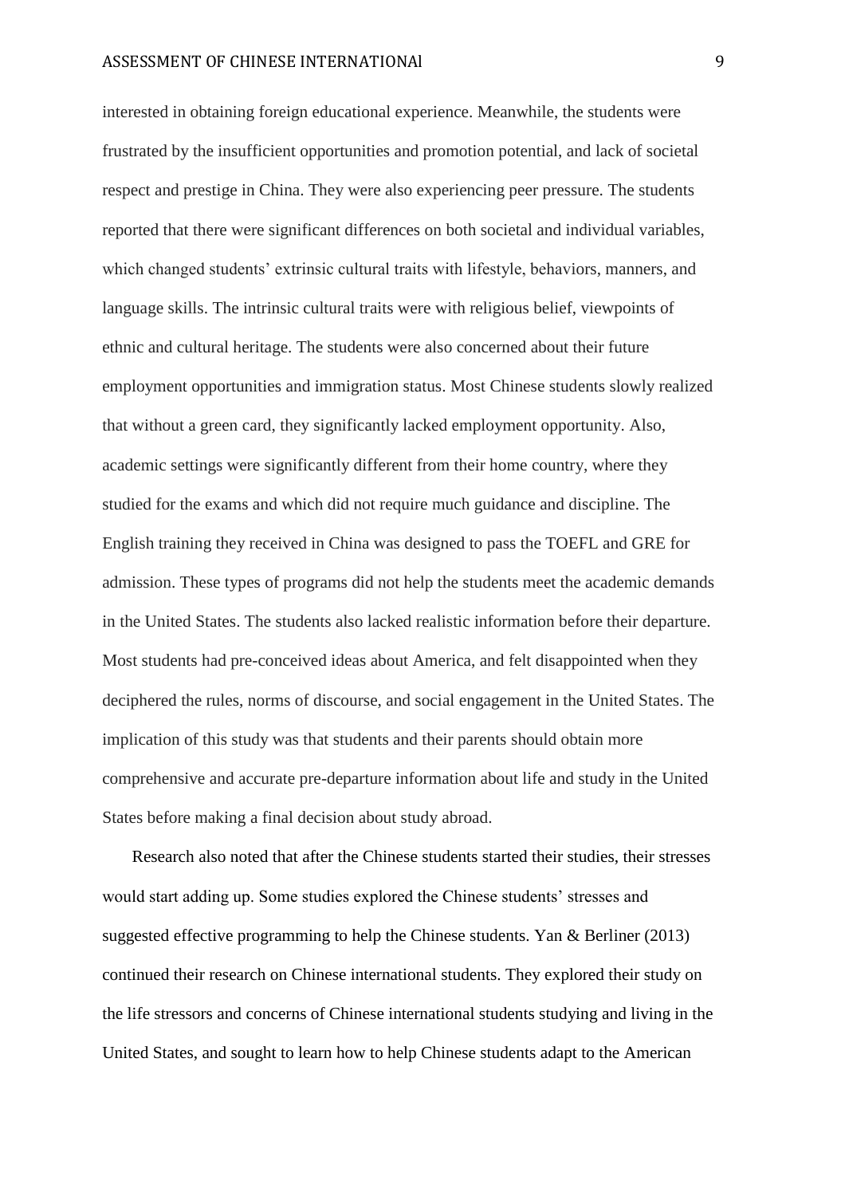interested in obtaining foreign educational experience. Meanwhile, the students were frustrated by the insufficient opportunities and promotion potential, and lack of societal respect and prestige in China. They were also experiencing peer pressure. The students reported that there were significant differences on both societal and individual variables, which changed students' extrinsic cultural traits with lifestyle, behaviors, manners, and language skills. The intrinsic cultural traits were with religious belief, viewpoints of ethnic and cultural heritage. The students were also concerned about their future employment opportunities and immigration status. Most Chinese students slowly realized that without a green card, they significantly lacked employment opportunity. Also, academic settings were significantly different from their home country, where they studied for the exams and which did not require much guidance and discipline. The English training they received in China was designed to pass the TOEFL and GRE for admission. These types of programs did not help the students meet the academic demands in the United States. The students also lacked realistic information before their departure. Most students had pre-conceived ideas about America, and felt disappointed when they deciphered the rules, norms of discourse, and social engagement in the United States. The implication of this study was that students and their parents should obtain more comprehensive and accurate pre-departure information about life and study in the United States before making a final decision about study abroad.

Research also noted that after the Chinese students started their studies, their stresses would start adding up. Some studies explored the Chinese students' stresses and suggested effective programming to help the Chinese students. Yan & Berliner (2013) continued their research on Chinese international students. They explored their study on the life stressors and concerns of Chinese international students studying and living in the United States, and sought to learn how to help Chinese students adapt to the American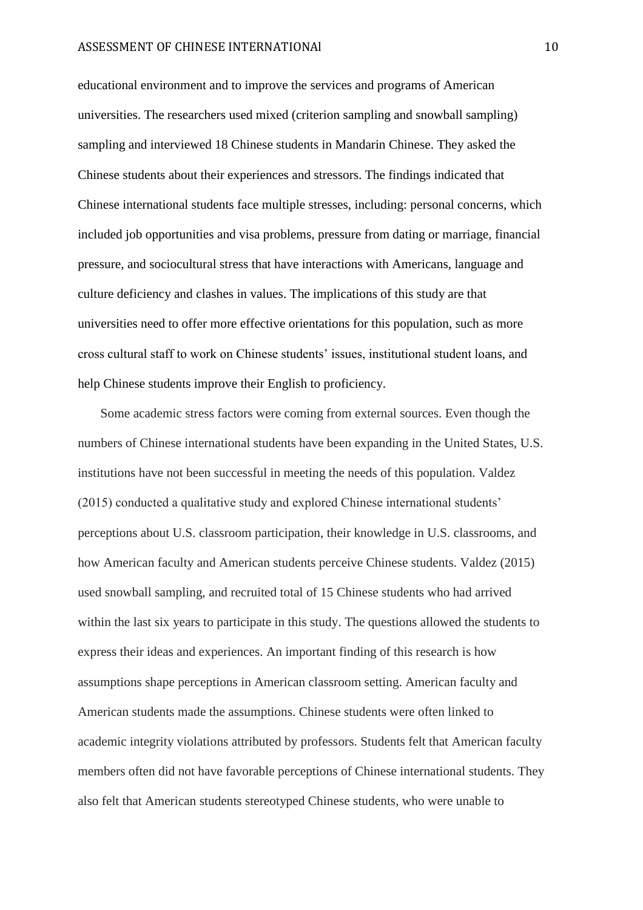educational environment and to improve the services and programs of American universities. The researchers used mixed (criterion sampling and snowball sampling) sampling and interviewed 18 Chinese students in Mandarin Chinese. They asked the Chinese students about their experiences and stressors. The findings indicated that Chinese international students face multiple stresses, including: personal concerns, which included job opportunities and visa problems, pressure from dating or marriage, financial pressure, and sociocultural stress that have interactions with Americans, language and culture deficiency and clashes in values. The implications of this study are that universities need to offer more effective orientations for this population, such as more cross cultural staff to work on Chinese students' issues, institutional student loans, and help Chinese students improve their English to proficiency.

Some academic stress factors were coming from external sources. Even though the numbers of Chinese international students have been expanding in the United States, U.S. institutions have not been successful in meeting the needs of this population. Valdez (2015) conducted a qualitative study and explored Chinese international students' perceptions about U.S. classroom participation, their knowledge in U.S. classrooms, and how American faculty and American students perceive Chinese students. Valdez (2015) used snowball sampling, and recruited total of 15 Chinese students who had arrived within the last six years to participate in this study. The questions allowed the students to express their ideas and experiences. An important finding of this research is how assumptions shape perceptions in American classroom setting. American faculty and American students made the assumptions. Chinese students were often linked to academic integrity violations attributed by professors. Students felt that American faculty members often did not have favorable perceptions of Chinese international students. They also felt that American students stereotyped Chinese students, who were unable to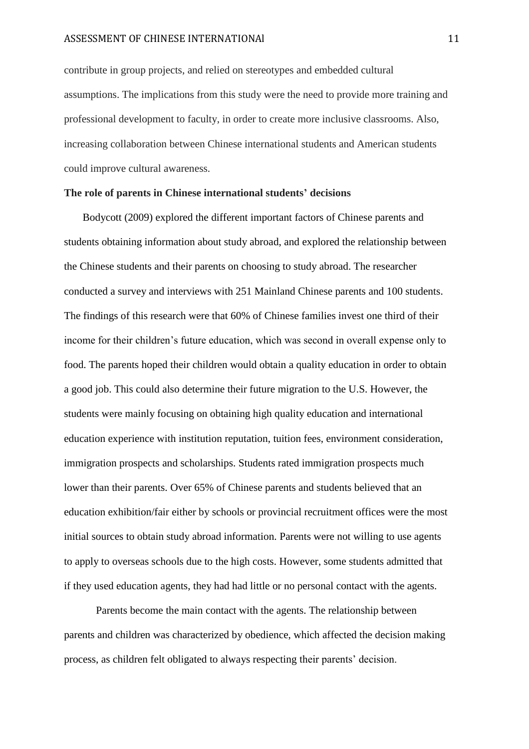contribute in group projects, and relied on stereotypes and embedded cultural assumptions. The implications from this study were the need to provide more training and professional development to faculty, in order to create more inclusive classrooms. Also, increasing collaboration between Chinese international students and American students could improve cultural awareness.

**The role of parents in Chinese international students' decisions**

Bodycott (2009) explored the different important factors of Chinese parents and students obtaining information about study abroad, and explored the relationship between the Chinese students and their parents on choosing to study abroad. The researcher conducted a survey and interviews with 251 Mainland Chinese parents and 100 students. The findings of this research were that 60% of Chinese families invest one third of their income for their children's future education, which was second in overall expense only to food. The parents hoped their children would obtain a quality education in order to obtain a good job. This could also determine their future migration to the U.S. However, the students were mainly focusing on obtaining high quality education and international education experience with institution reputation, tuition fees, environment consideration, immigration prospects and scholarships. Students rated immigration prospects much lower than their parents. Over 65% of Chinese parents and students believed that an education exhibition/fair either by schools or provincial recruitment offices were the most initial sources to obtain study abroad information. Parents were not willing to use agents to apply to overseas schools due to the high costs. However, some students admitted that if they used education agents, they had had little or no personal contact with the agents.

Parents become the main contact with the agents. The relationship between parents and children was characterized by obedience, which affected the decision making process, as children felt obligated to always respecting their parents' decision.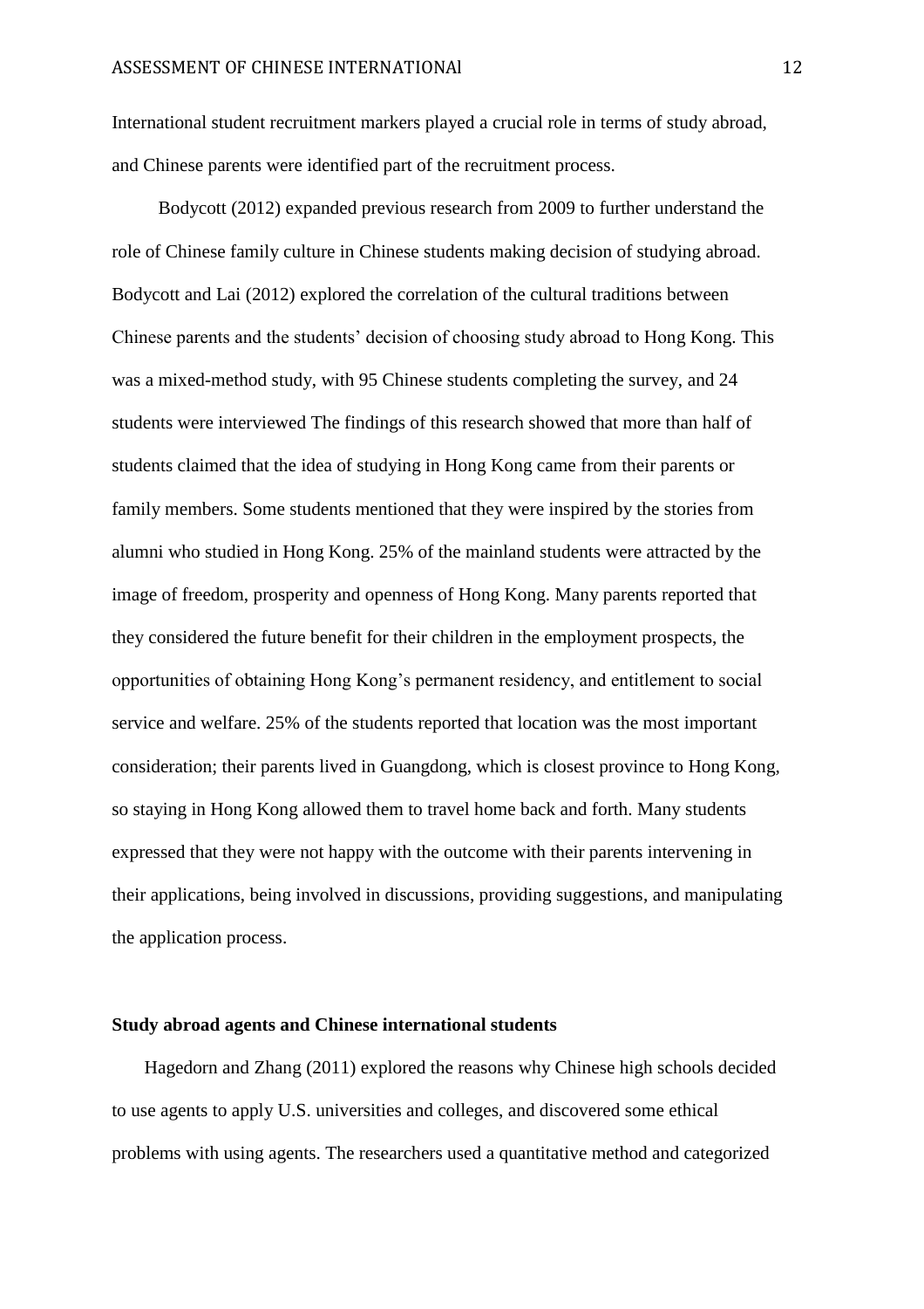International student recruitment markers played a crucial role in terms of study abroad, and Chinese parents were identified part of the recruitment process.

Bodycott (2012) expanded previous research from 2009 to further understand the role of Chinese family culture in Chinese students making decision of studying abroad. Bodycott and Lai (2012) explored the correlation of the cultural traditions between Chinese parents and the students' decision of choosing study abroad to Hong Kong. This was a mixed-method study, with 95 Chinese students completing the survey, and 24 students were interviewed The findings of this research showed that more than half of students claimed that the idea of studying in Hong Kong came from their parents or family members. Some students mentioned that they were inspired by the stories from alumni who studied in Hong Kong. 25% of the mainland students were attracted by the image of freedom, prosperity and openness of Hong Kong. Many parents reported that they considered the future benefit for their children in the employment prospects, the opportunities of obtaining Hong Kong's permanent residency, and entitlement to social service and welfare. 25% of the students reported that location was the most important consideration; their parents lived in Guangdong, which is closest province to Hong Kong, so staying in Hong Kong allowed them to travel home back and forth. Many students expressed that they were not happy with the outcome with their parents intervening in their applications, being involved in discussions, providing suggestions, and manipulating the application process.

**Study abroad agents and Chinese international students**

Hagedorn and Zhang (2011) explored the reasons why Chinese high schools decided to use agents to apply U.S. universities and colleges, and discovered some ethical problems with using agents. The researchers used a quantitative method and categorized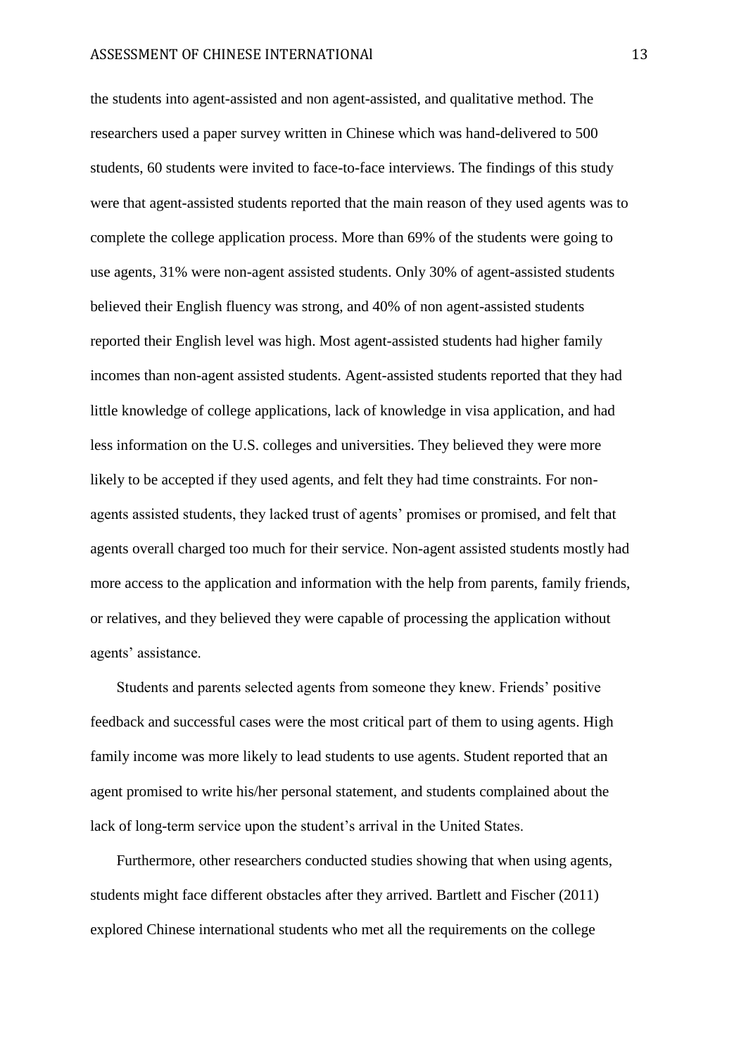the students into agent-assisted and non agent-assisted, and qualitative method. The researchers used a paper survey written in Chinese which was hand-delivered to 500 students, 60 students were invited to face-to-face interviews. The findings of this study were that agent-assisted students reported that the main reason of they used agents was to complete the college application process. More than 69% of the students were going to use agents, 31% were non-agent assisted students. Only 30% of agent-assisted students believed their English fluency was strong, and 40% of non agent-assisted students reported their English level was high. Most agent-assisted students had higher family incomes than non-agent assisted students. Agent-assisted students reported that they had little knowledge of college applications, lack of knowledge in visa application, and had less information on the U.S. colleges and universities. They believed they were more likely to be accepted if they used agents, and felt they had time constraints. For non-agents assisted students, they lacked trust of agents' promises or promised, and felt that agents overall charged too much for their service. Non-agent assisted students mostly had more access to the application and information with the help from parents, family friends, or relatives, and they believed they were capable of processing the application without agents' assistance.

Students and parents selected agents from someone they knew. Friends' positive feedback and successful cases were the most critical part of them to using agents. High family income was more likely to lead students to use agents. Student reported that an agent promised to write his/her personal statement, and students complained about the lack of long-term service upon the student's arrival in the United States.

Furthermore, other researchers conducted studies showing that when using agents, students might face different obstacles after they arrived. Bartlett and Fischer (2011) explored Chinese international students who met all the requirements on the college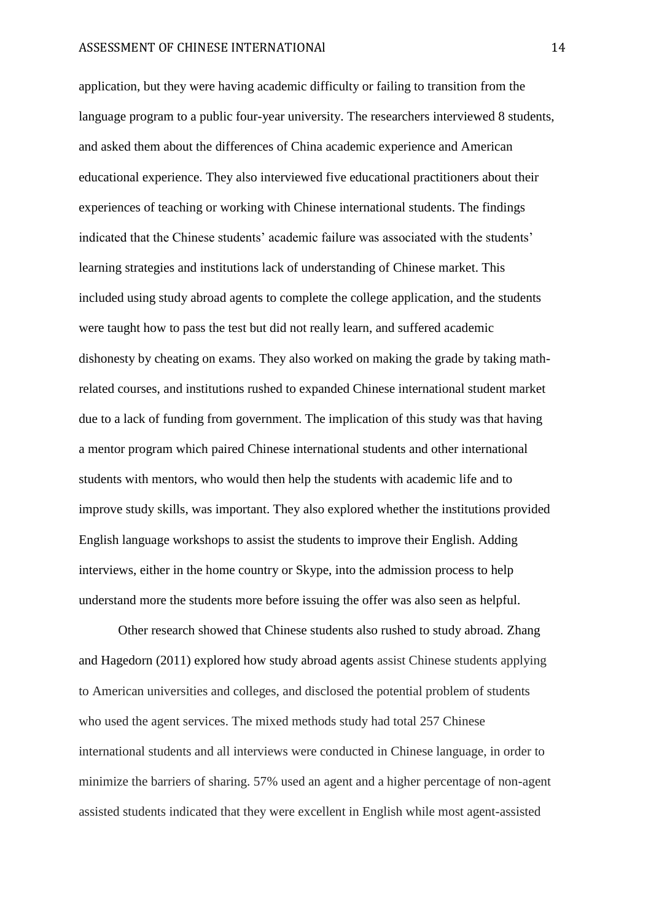application, but they were having academic difficulty or failing to transition from the language program to a public four-year university. The researchers interviewed 8 students, and asked them about the differences of China academic experience and American educational experience. They also interviewed five educational practitioners about their experiences of teaching or working with Chinese international students. The findings indicated that the Chinese students' academic failure was associated with the students' learning strategies and institutions lack of understanding of Chinese market. This included using study abroad agents to complete the college application, and the students were taught how to pass the test but did not really learn, and suffered academic dishonesty by cheating on exams. They also worked on making the grade by taking math-related courses, and institutions rushed to expanded Chinese international student market due to a lack of funding from government. The implication of this study was that having a mentor program which paired Chinese international students and other international students with mentors, who would then help the students with academic life and to improve study skills, was important. They also explored whether the institutions provided English language workshops to assist the students to improve their English. Adding interviews, either in the home country or Skype, into the admission process to help understand more the students more before issuing the offer was also seen as helpful.

Other research showed that Chinese students also rushed to study abroad. Zhang and Hagedorn (2011) explored how study abroad agents assist Chinese students applying to American universities and colleges, and disclosed the potential problem of students who used the agent services. The mixed methods study had total 257 Chinese international students and all interviews were conducted in Chinese language, in order to minimize the barriers of sharing. 57% used an agent and a higher percentage of non-agent assisted students indicated that they were excellent in English while most agent-assisted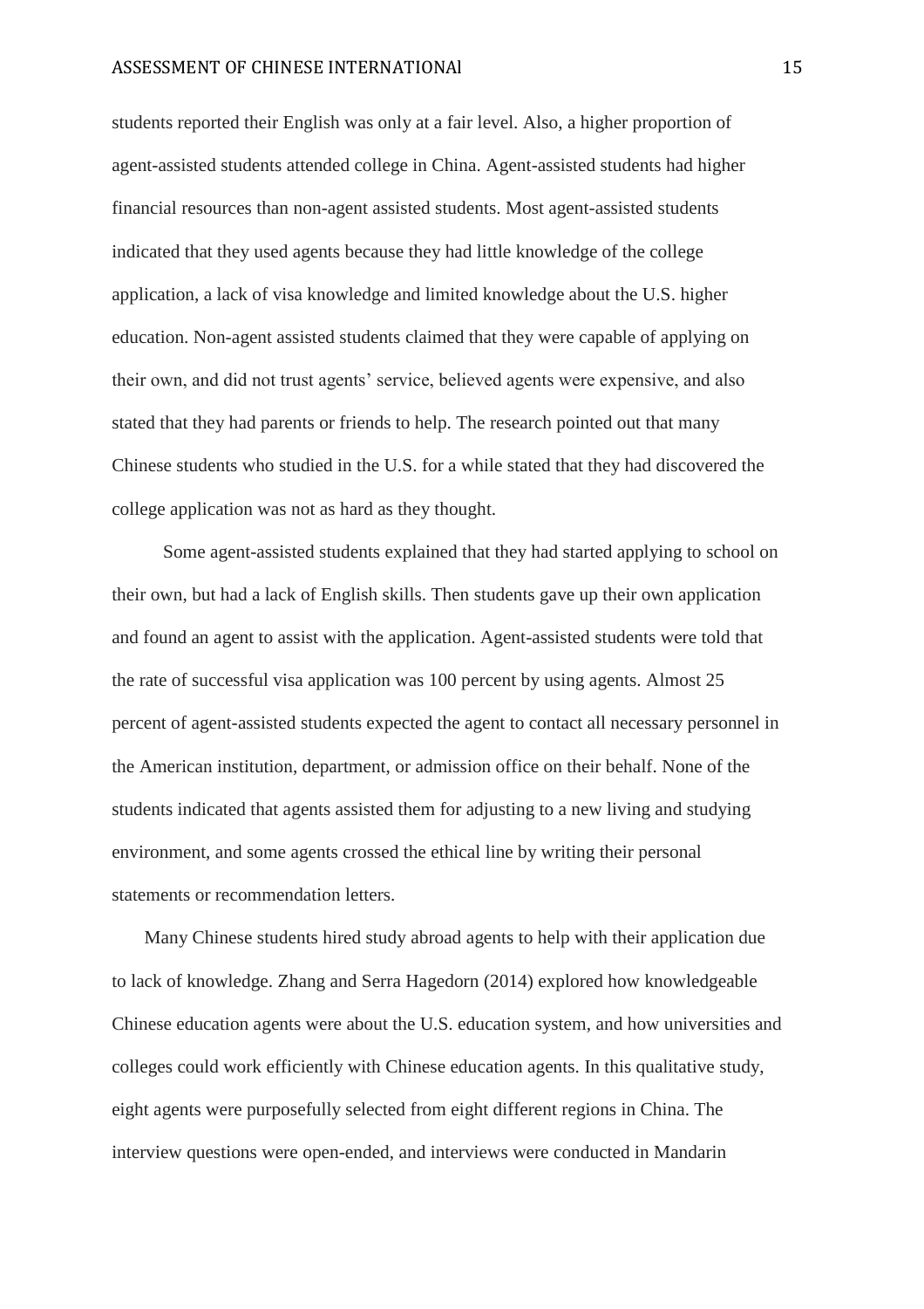students reported their English was only at a fair level. Also, a higher proportion of agent-assisted students attended college in China. Agent-assisted students had higher financial resources than non-agent assisted students. Most agent-assisted students indicated that they used agents because they had little knowledge of the college application, a lack of visa knowledge and limited knowledge about the U.S. higher education. Non-agent assisted students claimed that they were capable of applying on their own, and did not trust agents' service, believed agents were expensive, and also stated that they had parents or friends to help. The research pointed out that many Chinese students who studied in the U.S. for a while stated that they had discovered the college application was not as hard as they thought.

Some agent-assisted students explained that they had started applying to school on their own, but had a lack of English skills. Then students gave up their own application and found an agent to assist with the application. Agent-assisted students were told that the rate of successful visa application was 100 percent by using agents. Almost 25 percent of agent-assisted students expected the agent to contact all necessary personnel in the American institution, department, or admission office on their behalf. None of the students indicated that agents assisted them for adjusting to a new living and studying environment, and some agents crossed the ethical line by writing their personal statements or recommendation letters.

Many Chinese students hired study abroad agents to help with their application due to lack of knowledge. Zhang and Serra Hagedorn (2014) explored how knowledgeable Chinese education agents were about the U.S. education system, and how universities and colleges could work efficiently with Chinese education agents. In this qualitative study, eight agents were purposefully selected from eight different regions in China. The interview questions were open-ended, and interviews were conducted in Mandarin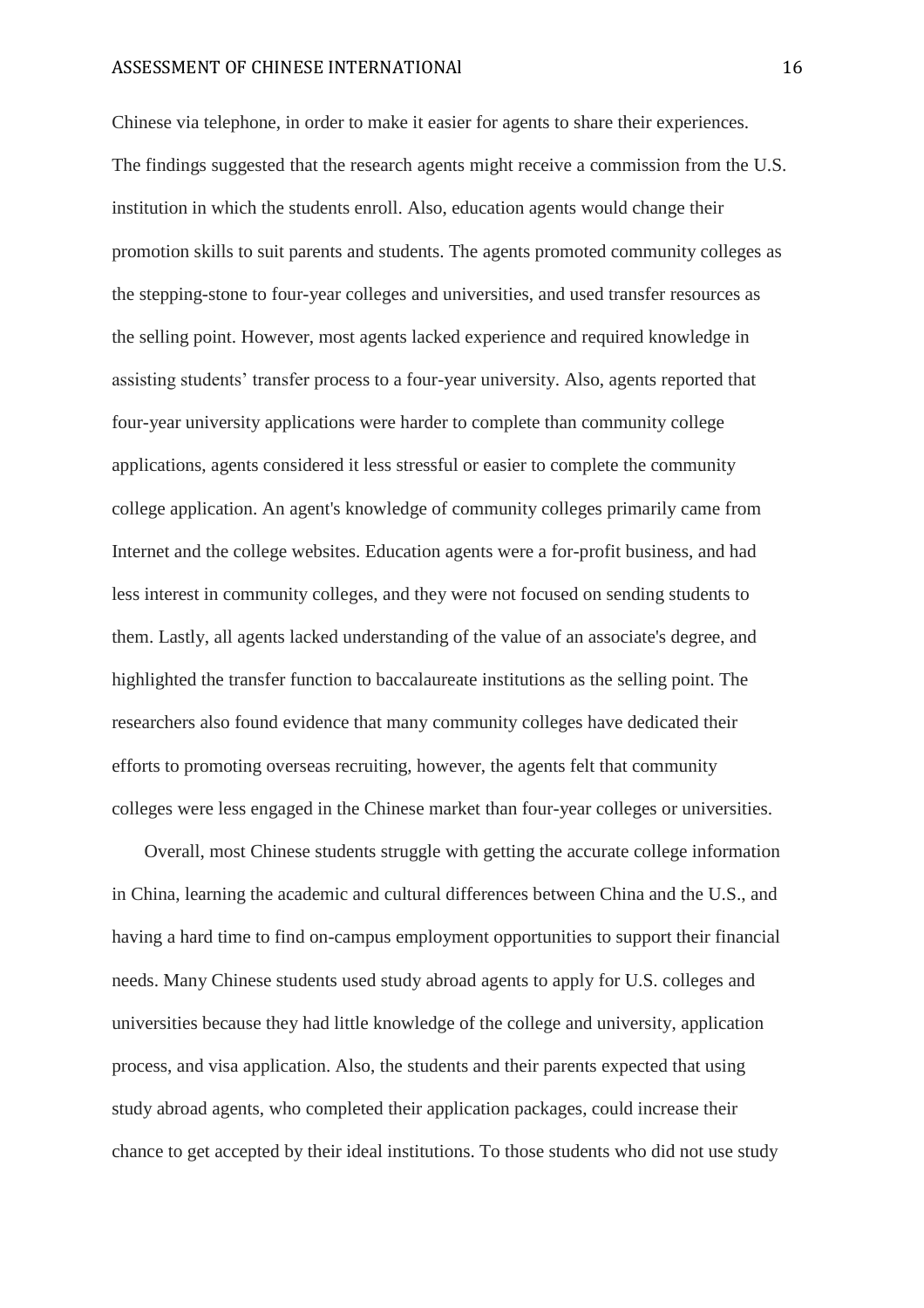Chinese via telephone, in order to make it easier for agents to share their experiences. The findings suggested that the research agents might receive a commission from the U.S. institution in which the students enroll. Also, education agents would change their promotion skills to suit parents and students. The agents promoted community colleges as the stepping-stone to four-year colleges and universities, and used transfer resources as the selling point. However, most agents lacked experience and required knowledge in assisting students' transfer process to a four-year university. Also, agents reported that four-year university applications were harder to complete than community college applications, agents considered it less stressful or easier to complete the community college application. An agent's knowledge of community colleges primarily came from Internet and the college websites. Education agents were a for-profit business, and had less interest in community colleges, and they were not focused on sending students to them. Lastly, all agents lacked understanding of the value of an associate's degree, and highlighted the transfer function to baccalaureate institutions as the selling point. The researchers also found evidence that many community colleges have dedicated their efforts to promoting overseas recruiting, however, the agents felt that community colleges were less engaged in the Chinese market than four-year colleges or universities.

Overall, most Chinese students struggle with getting the accurate college information in China, learning the academic and cultural differences between China and the U.S., and having a hard time to find on-campus employment opportunities to support their financial needs. Many Chinese students used study abroad agents to apply for U.S. colleges and universities because they had little knowledge of the college and university, application process, and visa application. Also, the students and their parents expected that using study abroad agents, who completed their application packages, could increase their chance to get accepted by their ideal institutions. To those students who did not use study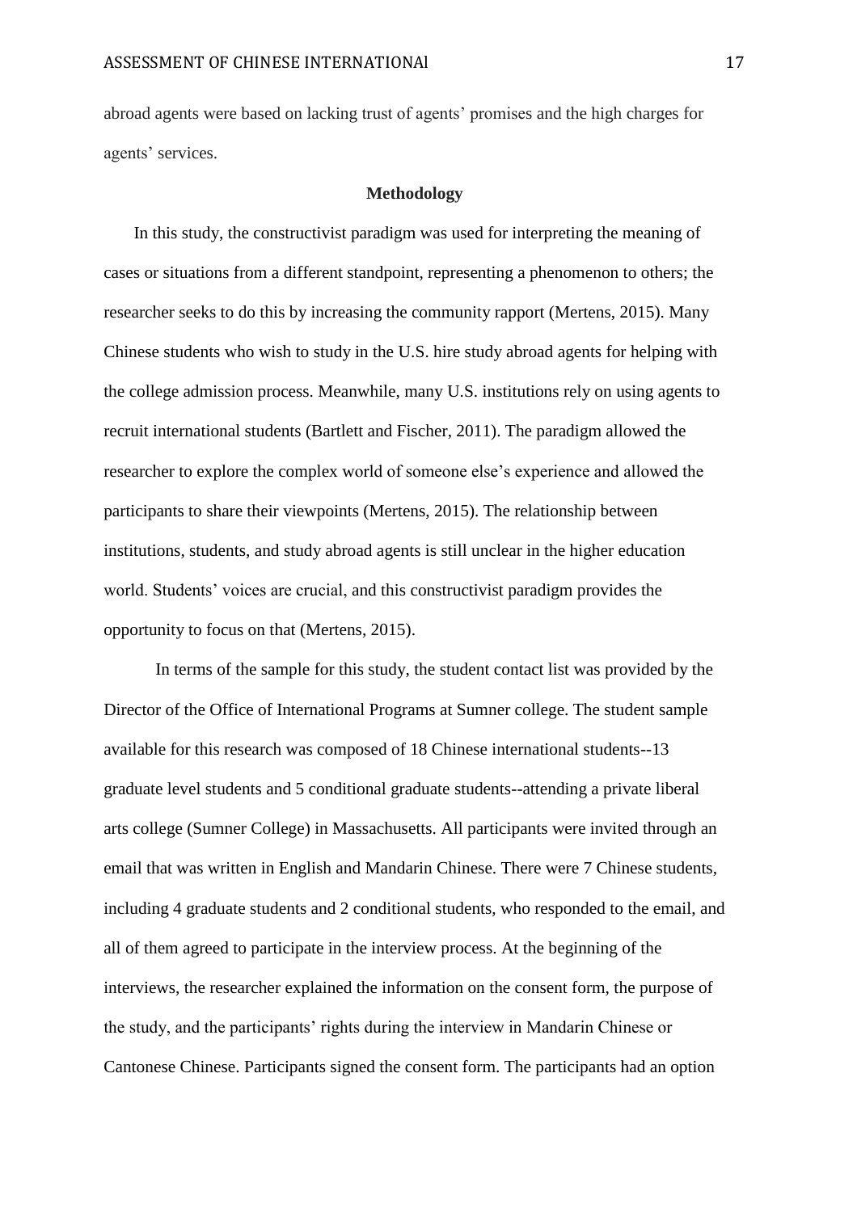abroad agents were based on lacking trust of agents' promises and the high charges for agents' services.

## Methodology

In this study, the constructivist paradigm was used for interpreting the meaning of cases or situations from a different standpoint, representing a phenomenon to others; the researcher seeks to do this by increasing the community rapport (Mertens, 2015). Many Chinese students who wish to study in the U.S. hire study abroad agents for helping with the college admission process. Meanwhile, many U.S. institutions rely on using agents to recruit international students (Bartlett and Fischer, 2011). The paradigm allowed the researcher to explore the complex world of someone else's experience and allowed the participants to share their viewpoints (Mertens, 2015). The relationship between institutions, students, and study abroad agents is still unclear in the higher education world. Students' voices are crucial, and this constructivist paradigm provides the opportunity to focus on that (Mertens, 2015).

In terms of the sample for this study, the student contact list was provided by the Director of the Office of International Programs at Sumner college. The student sample available for this research was composed of 18 Chinese international students--13 graduate level students and 5 conditional graduate students--attending a private liberal arts college (Sumner College) in Massachusetts. All participants were invited through an email that was written in English and Mandarin Chinese. There were 7 Chinese students, including 4 graduate students and 2 conditional students, who responded to the email, and all of them agreed to participate in the interview process. At the beginning of the interviews, the researcher explained the information on the consent form, the purpose of the study, and the participants' rights during the interview in Mandarin Chinese or Cantonese Chinese. Participants signed the consent form. The participants had an option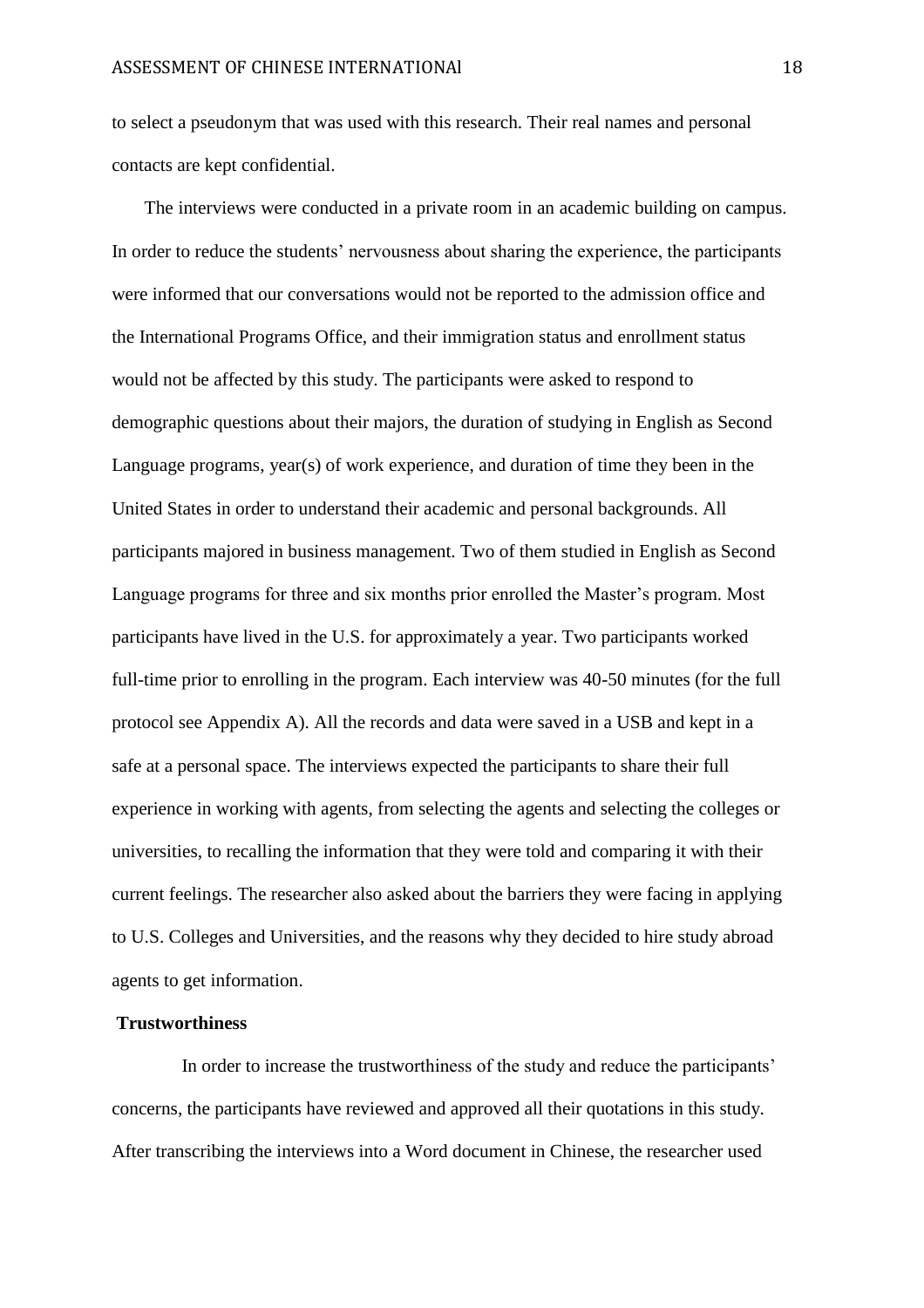to select a pseudonym that was used with this research. Their real names and personal contacts are kept confidential.

The interviews were conducted in a private room in an academic building on campus. In order to reduce the students' nervousness about sharing the experience, the participants were informed that our conversations would not be reported to the admission office and the International Programs Office, and their immigration status and enrollment status would not be affected by this study. The participants were asked to respond to demographic questions about their majors, the duration of studying in English as Second Language programs, year(s) of work experience, and duration of time they been in the United States in order to understand their academic and personal backgrounds. All participants majored in business management. Two of them studied in English as Second Language programs for three and six months prior enrolled the Master's program. Most participants have lived in the U.S. for approximately a year. Two participants worked full-time prior to enrolling in the program. Each interview was 40-50 minutes (for the full protocol see Appendix A). All the records and data were saved in a USB and kept in a safe at a personal space. The interviews expected the participants to share their full experience in working with agents, from selecting the agents and selecting the colleges or universities, to recalling the information that they were told and comparing it with their current feelings. The researcher also asked about the barriers they were facing in applying to U.S. Colleges and Universities, and the reasons why they decided to hire study abroad agents to get information.

**Trustworthiness**

In order to increase the trustworthiness of the study and reduce the participants' concerns, the participants have reviewed and approved all their quotations in this study. After transcribing the interviews into a Word document in Chinese, the researcher used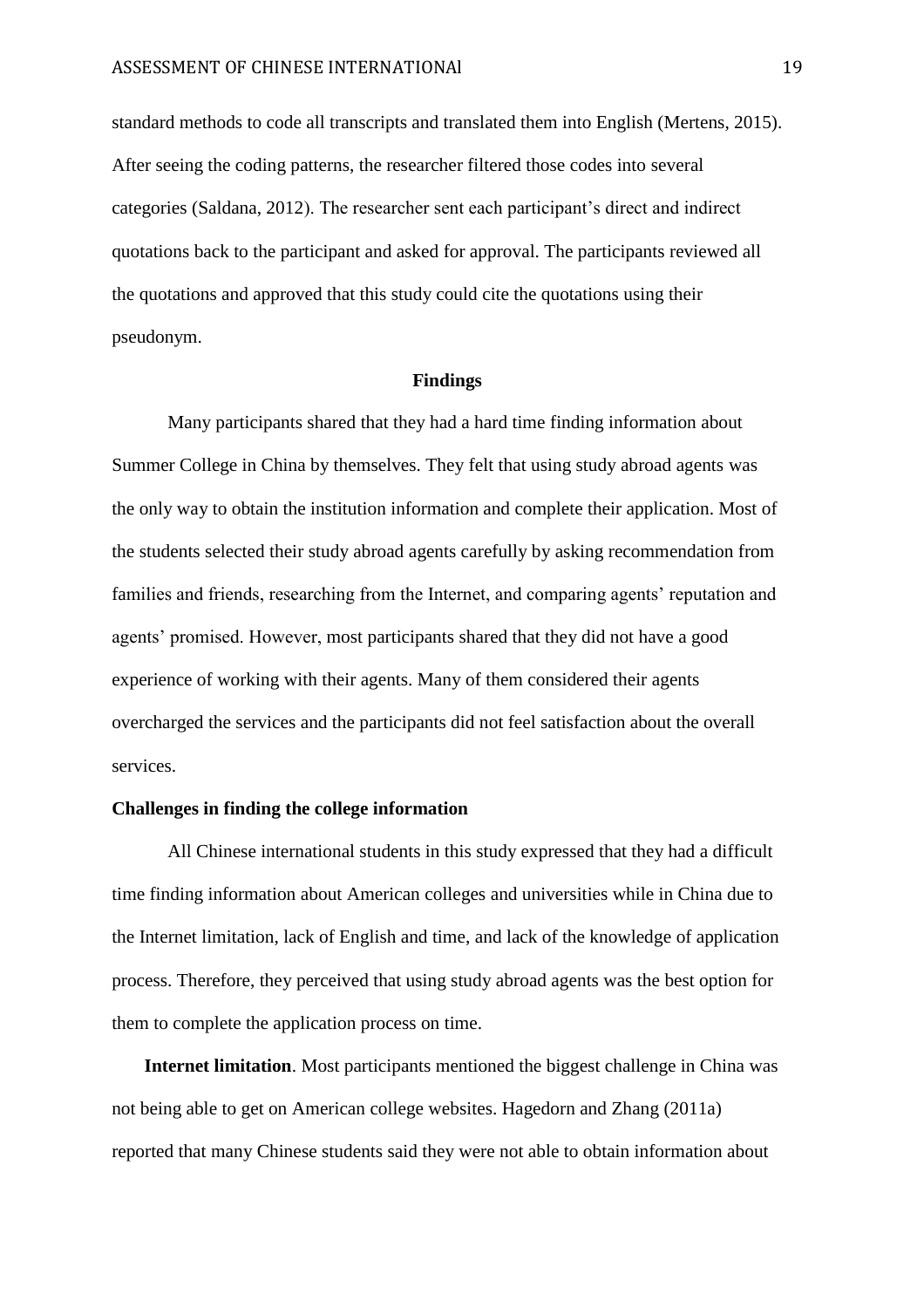standard methods to code all transcripts and translated them into English (Mertens, 2015). After seeing the coding patterns, the researcher filtered those codes into several categories (Saldana, 2012). The researcher sent each participant's direct and indirect quotations back to the participant and asked for approval. The participants reviewed all the quotations and approved that this study could cite the quotations using their pseudonym.

## Findings

Many participants shared that they had a hard time finding information about Summer College in China by themselves. They felt that using study abroad agents was the only way to obtain the institution information and complete their application. Most of the students selected their study abroad agents carefully by asking recommendation from families and friends, researching from the Internet, and comparing agents' reputation and agents' promised. However, most participants shared that they did not have a good experience of working with their agents. Many of them considered their agents overcharged the services and the participants did not feel satisfaction about the overall services.

### Challenges in finding the college information

All Chinese international students in this study expressed that they had a difficult time finding information about American colleges and universities while in China due to the Internet limitation, lack of English and time, and lack of the knowledge of application process. Therefore, they perceived that using study abroad agents was the best option for them to complete the application process on time.

**Internet limitation**. Most participants mentioned the biggest challenge in China was not being able to get on American college websites. Hagedorn and Zhang (2011a) reported that many Chinese students said they were not able to obtain information about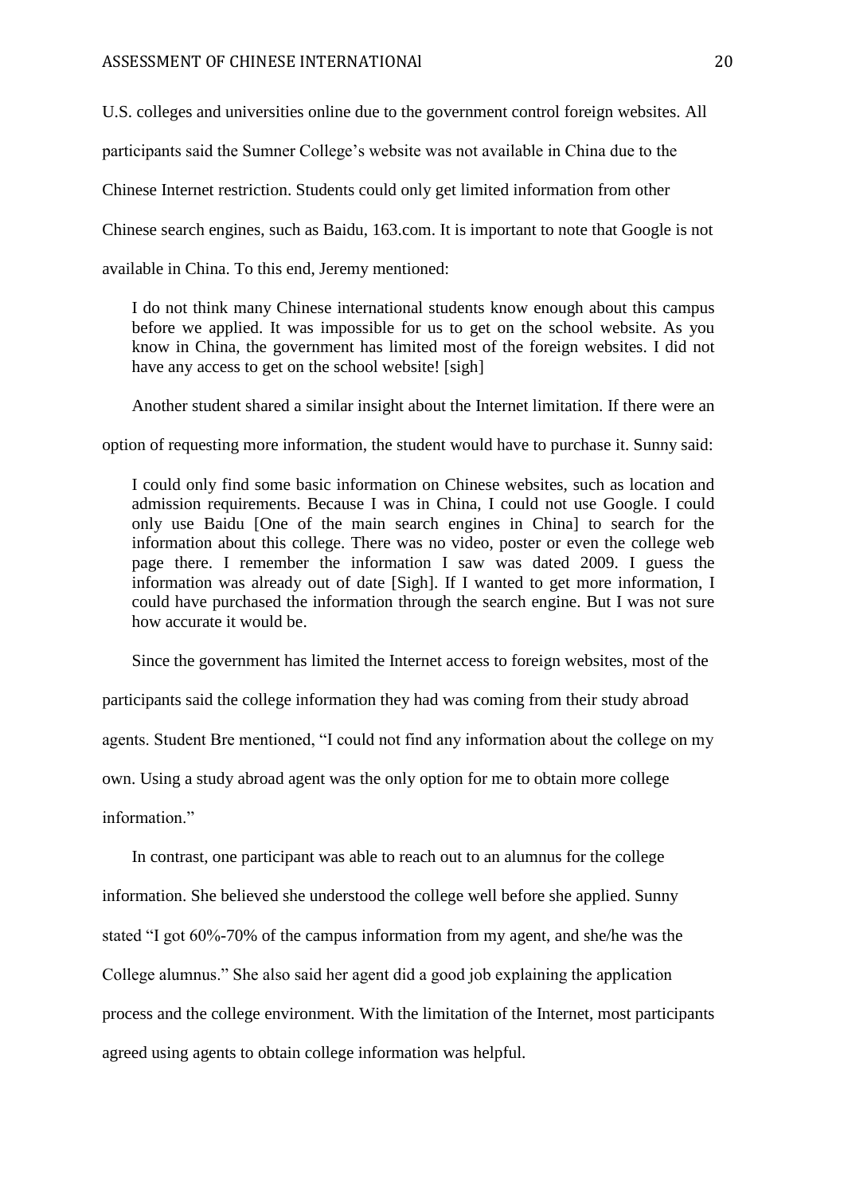U.S. colleges and universities online due to the government control foreign websites. All participants said the Sumner College's website was not available in China due to the Chinese Internet restriction. Students could only get limited information from other Chinese search engines, such as Baidu, 163.com. It is important to note that Google is not available in China. To this end, Jeremy mentioned:

> I do not think many Chinese international students know enough about this campus before we applied. It was impossible for us to get on the school website. As you know in China, the government has limited most of the foreign websites. I did not have any access to get on the school website! [sigh]

Another student shared a similar insight about the Internet limitation. If there were an option of requesting more information, the student would have to purchase it. Sunny said:

> I could only find some basic information on Chinese websites, such as location and admission requirements. Because I was in China, I could not use Google. I could only use Baidu [One of the main search engines in China] to search for the information about this college. There was no video, poster or even the college web page there. I remember the information I saw was dated 2009. I guess the information was already out of date [Sigh]. If I wanted to get more information, I could have purchased the information through the search engine. But I was not sure how accurate it would be.

Since the government has limited the Internet access to foreign websites, most of the participants said the college information they had was coming from their study abroad agents. Student Bre mentioned, "I could not find any information about the college on my own. Using a study abroad agent was the only option for me to obtain more college information."

In contrast, one participant was able to reach out to an alumnus for the college information. She believed she understood the college well before she applied. Sunny stated "I got 60%-70% of the campus information from my agent, and she/he was the College alumnus." She also said her agent did a good job explaining the application process and the college environment. With the limitation of the Internet, most participants agreed using agents to obtain college information was helpful.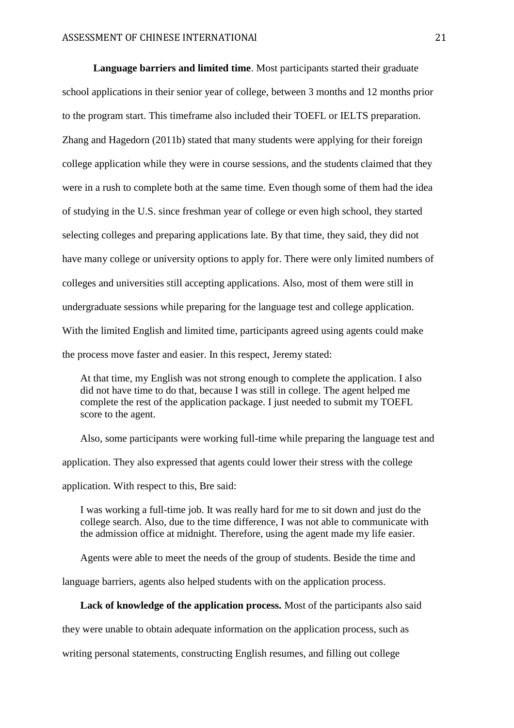**Language barriers and limited time**. Most participants started their graduate school applications in their senior year of college, between 3 months and 12 months prior to the program start. This timeframe also included their TOEFL or IELTS preparation. Zhang and Hagedorn (2011b) stated that many students were applying for their foreign college application while they were in course sessions, and the students claimed that they were in a rush to complete both at the same time. Even though some of them had the idea of studying in the U.S. since freshman year of college or even high school, they started selecting colleges and preparing applications late. By that time, they said, they did not have many college or university options to apply for. There were only limited numbers of colleges and universities still accepting applications. Also, most of them were still in undergraduate sessions while preparing for the language test and college application. With the limited English and limited time, participants agreed using agents could make the process move faster and easier. In this respect, Jeremy stated:

> At that time, my English was not strong enough to complete the application. I also did not have time to do that, because I was still in college. The agent helped me complete the rest of the application package. I just needed to submit my TOEFL score to the agent.

Also, some participants were working full-time while preparing the language test and application. They also expressed that agents could lower their stress with the college application. With respect to this, Bre said:

> I was working a full-time job. It was really hard for me to sit down and just do the college search. Also, due to the time difference, I was not able to communicate with the admission office at midnight. Therefore, using the agent made my life easier.

Agents were able to meet the needs of the group of students. Beside the time and language barriers, agents also helped students with on the application process.

**Lack of knowledge of the application process.** Most of the participants also said they were unable to obtain adequate information on the application process, such as writing personal statements, constructing English resumes, and filling out college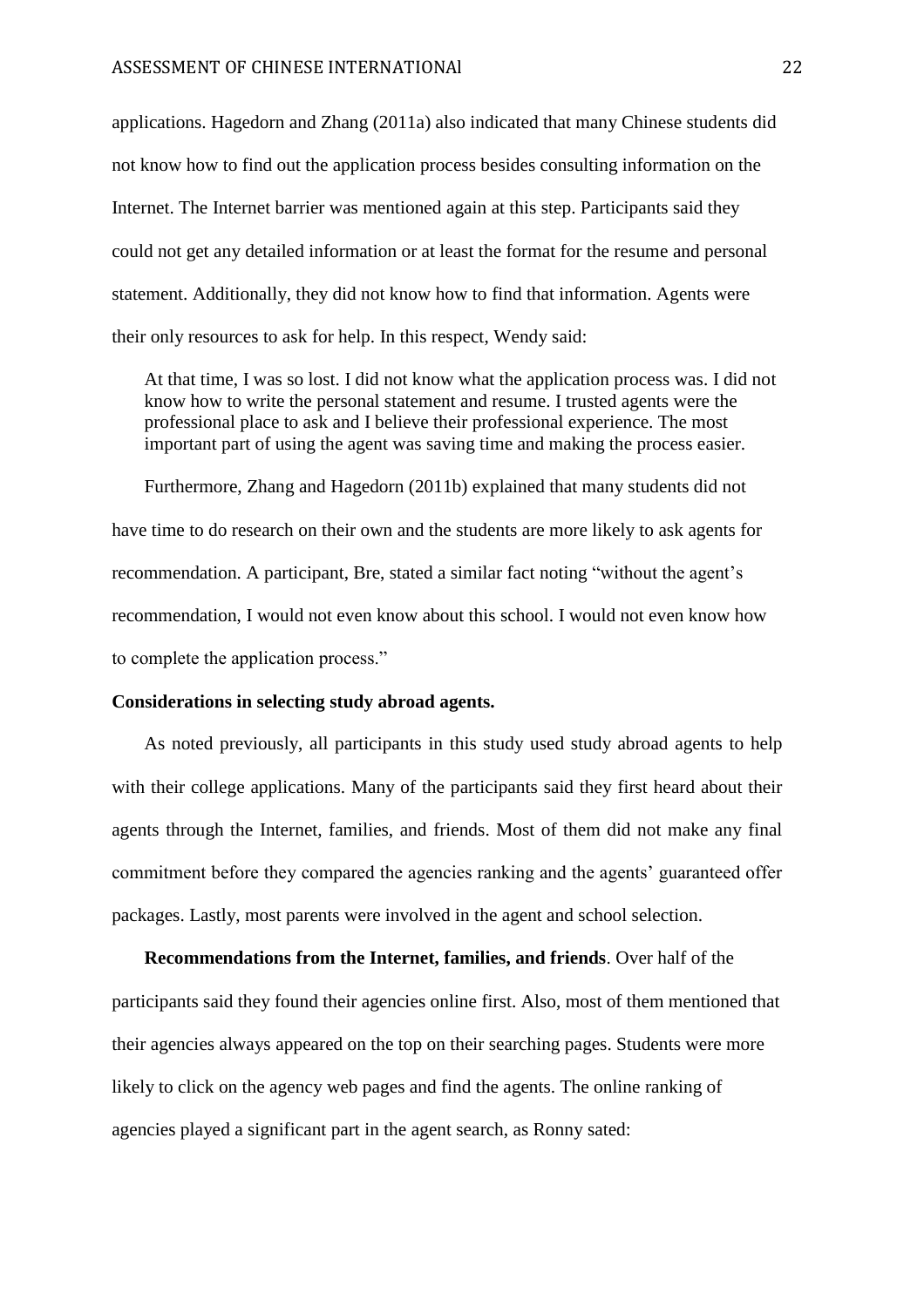applications. Hagedorn and Zhang (2011a) also indicated that many Chinese students did not know how to find out the application process besides consulting information on the Internet. The Internet barrier was mentioned again at this step. Participants said they could not get any detailed information or at least the format for the resume and personal statement. Additionally, they did not know how to find that information. Agents were their only resources to ask for help. In this respect, Wendy said:

> At that time, I was so lost. I did not know what the application process was. I did not know how to write the personal statement and resume. I trusted agents were the professional place to ask and I believe their professional experience. The most important part of using the agent was saving time and making the process easier.

Furthermore, Zhang and Hagedorn (2011b) explained that many students did not have time to do research on their own and the students are more likely to ask agents for recommendation. A participant, Bre, stated a similar fact noting "without the agent's recommendation, I would not even know about this school. I would not even know how to complete the application process."

**Considerations in selecting study abroad agents.**

As noted previously, all participants in this study used study abroad agents to help with their college applications. Many of the participants said they first heard about their agents through the Internet, families, and friends. Most of them did not make any final commitment before they compared the agencies ranking and the agents' guaranteed offer packages. Lastly, most parents were involved in the agent and school selection.

**Recommendations from the Internet, families, and friends**. Over half of the participants said they found their agencies online first. Also, most of them mentioned that their agencies always appeared on the top on their searching pages. Students were more likely to click on the agency web pages and find the agents. The online ranking of agencies played a significant part in the agent search, as Ronny sated: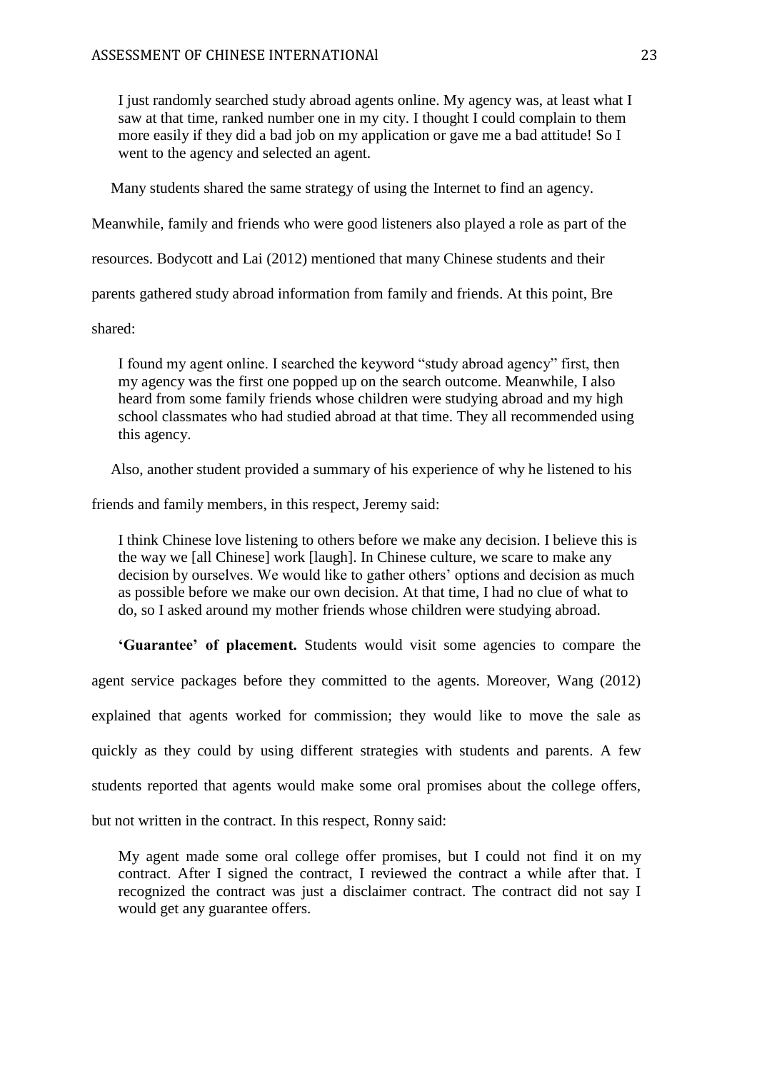> I just randomly searched study abroad agents online. My agency was, at least what I saw at that time, ranked number one in my city. I thought I could complain to them more easily if they did a bad job on my application or gave me a bad attitude! So I went to the agency and selected an agent.

Many students shared the same strategy of using the Internet to find an agency. Meanwhile, family and friends who were good listeners also played a role as part of the resources. Bodycott and Lai (2012) mentioned that many Chinese students and their parents gathered study abroad information from family and friends. At this point, Bre shared:

> I found my agent online. I searched the keyword "study abroad agency" first, then my agency was the first one popped up on the search outcome. Meanwhile, I also heard from some family friends whose children were studying abroad and my high school classmates who had studied abroad at that time. They all recommended using this agency.

Also, another student provided a summary of his experience of why he listened to his friends and family members, in this respect, Jeremy said:

> I think Chinese love listening to others before we make any decision. I believe this is the way we [all Chinese] work [laugh]. In Chinese culture, we scare to make any decision by ourselves. We would like to gather others' options and decision as much as possible before we make our own decision. At that time, I had no clue of what to do, so I asked around my mother friends whose children were studying abroad.

**'Guarantee' of placement.** Students would visit some agencies to compare the agent service packages before they committed to the agents. Moreover, Wang (2012) explained that agents worked for commission; they would like to move the sale as quickly as they could by using different strategies with students and parents. A few students reported that agents would make some oral promises about the college offers, but not written in the contract. In this respect, Ronny said:

> My agent made some oral college offer promises, but I could not find it on my contract. After I signed the contract, I reviewed the contract a while after that. I recognized the contract was just a disclaimer contract. The contract did not say I would get any guarantee offers.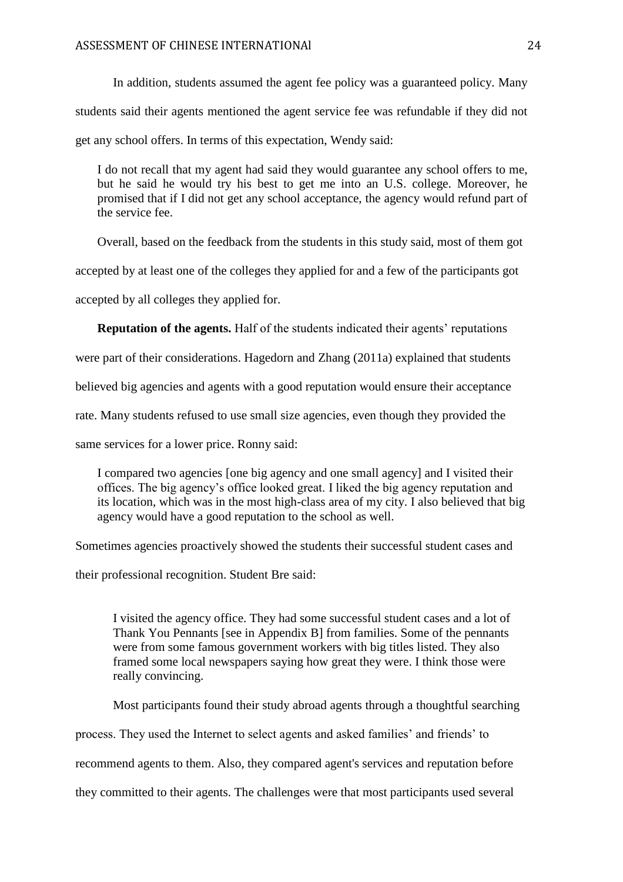In addition, students assumed the agent fee policy was a guaranteed policy. Many students said their agents mentioned the agent service fee was refundable if they did not get any school offers. In terms of this expectation, Wendy said:

> I do not recall that my agent had said they would guarantee any school offers to me, but he said he would try his best to get me into an U.S. college. Moreover, he promised that if I did not get any school acceptance, the agency would refund part of the service fee.

Overall, based on the feedback from the students in this study said, most of them got accepted by at least one of the colleges they applied for and a few of the participants got accepted by all colleges they applied for.

**Reputation of the agents.** Half of the students indicated their agents' reputations were part of their considerations. Hagedorn and Zhang (2011a) explained that students believed big agencies and agents with a good reputation would ensure their acceptance rate. Many students refused to use small size agencies, even though they provided the same services for a lower price. Ronny said:

> I compared two agencies [one big agency and one small agency] and I visited their offices. The big agency's office looked great. I liked the big agency reputation and its location, which was in the most high-class area of my city. I also believed that big agency would have a good reputation to the school as well.

Sometimes agencies proactively showed the students their successful student cases and their professional recognition. Student Bre said:

> I visited the agency office. They had some successful student cases and a lot of Thank You Pennants [see in Appendix B] from families. Some of the pennants were from some famous government workers with big titles listed. They also framed some local newspapers saying how great they were. I think those were really convincing.

Most participants found their study abroad agents through a thoughtful searching process. They used the Internet to select agents and asked families' and friends' to recommend agents to them. Also, they compared agent's services and reputation before they committed to their agents. The challenges were that most participants used several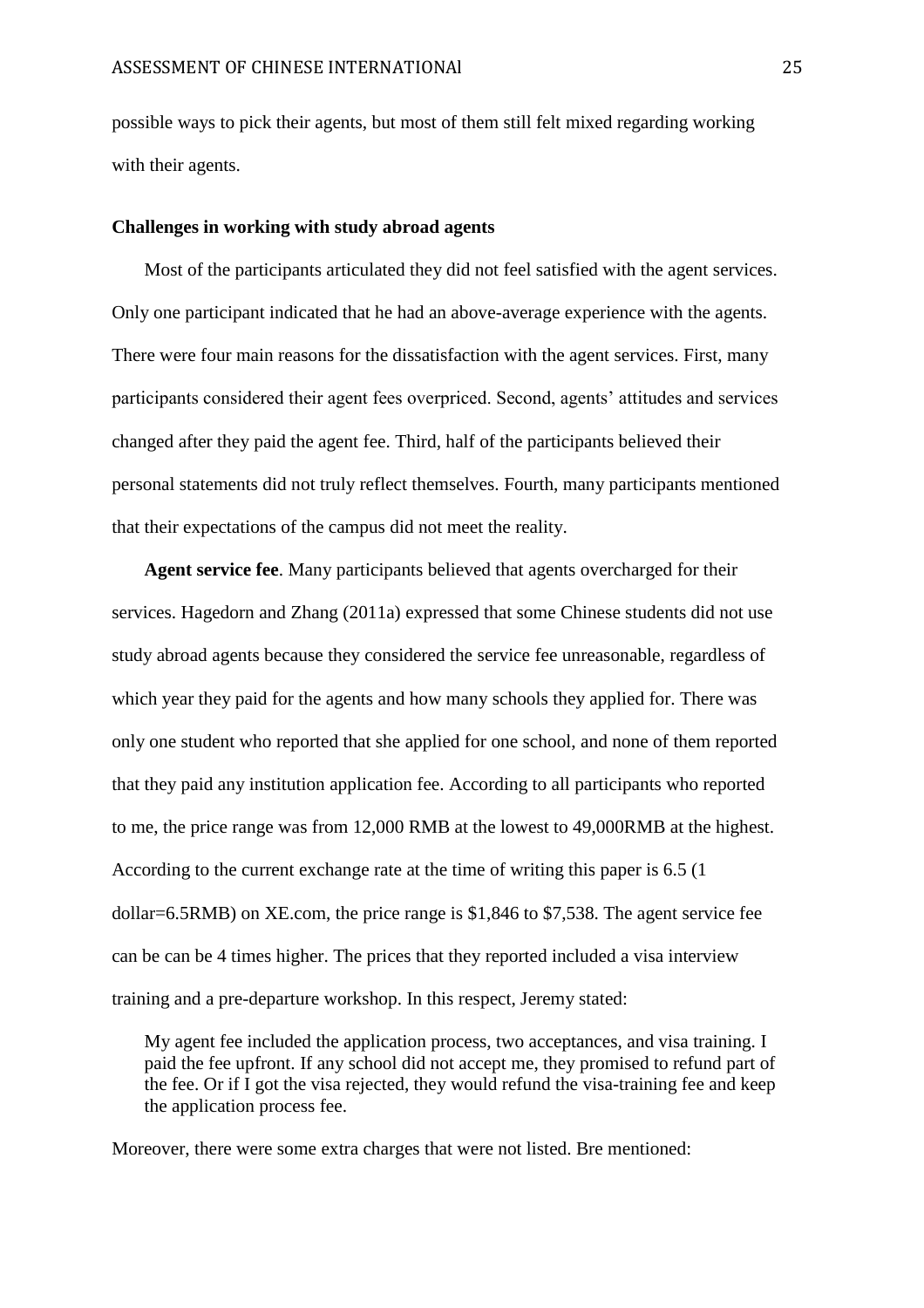possible ways to pick their agents, but most of them still felt mixed regarding working with their agents.

**Challenges in working with study abroad agents**

Most of the participants articulated they did not feel satisfied with the agent services. Only one participant indicated that he had an above-average experience with the agents. There were four main reasons for the dissatisfaction with the agent services. First, many participants considered their agent fees overpriced. Second, agents' attitudes and services changed after they paid the agent fee. Third, half of the participants believed their personal statements did not truly reflect themselves. Fourth, many participants mentioned that their expectations of the campus did not meet the reality.

**Agent service fee**. Many participants believed that agents overcharged for their services. Hagedorn and Zhang (2011a) expressed that some Chinese students did not use study abroad agents because they considered the service fee unreasonable, regardless of which year they paid for the agents and how many schools they applied for. There was only one student who reported that she applied for one school, and none of them reported that they paid any institution application fee. According to all participants who reported to me, the price range was from 12,000 RMB at the lowest to 49,000RMB at the highest. According to the current exchange rate at the time of writing this paper is 6.5 (1 dollar=6.5RMB) on XE.com, the price range is $1,846 to $7,538. The agent service fee can be can be 4 times higher. The prices that they reported included a visa interview training and a pre-departure workshop. In this respect, Jeremy stated:

> My agent fee included the application process, two acceptances, and visa training. I paid the fee upfront. If any school did not accept me, they promised to refund part of the fee. Or if I got the visa rejected, they would refund the visa-training fee and keep the application process fee.

Moreover, there were some extra charges that were not listed. Bre mentioned: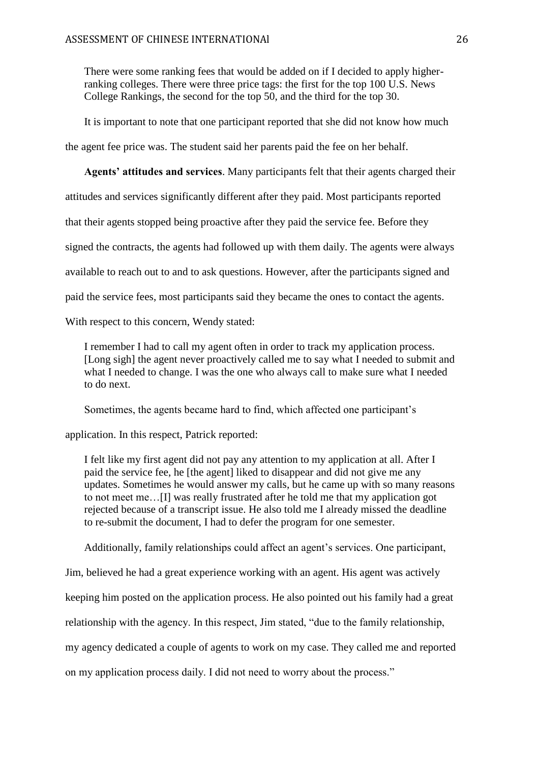> There were some ranking fees that would be added on if I decided to apply higher-ranking colleges. There were three price tags: the first for the top 100 U.S. News College Rankings, the second for the top 50, and the third for the top 30.

It is important to note that one participant reported that she did not know how much the agent fee price was. The student said her parents paid the fee on her behalf.

**Agents' attitudes and services**. Many participants felt that their agents charged their attitudes and services significantly different after they paid. Most participants reported that their agents stopped being proactive after they paid the service fee. Before they signed the contracts, the agents had followed up with them daily. The agents were always available to reach out to and to ask questions. However, after the participants signed and paid the service fees, most participants said they became the ones to contact the agents. With respect to this concern, Wendy stated:

> I remember I had to call my agent often in order to track my application process. [Long sigh] the agent never proactively called me to say what I needed to submit and what I needed to change. I was the one who always call to make sure what I needed to do next.

Sometimes, the agents became hard to find, which affected one participant's application. In this respect, Patrick reported:

> I felt like my first agent did not pay any attention to my application at all. After I paid the service fee, he [the agent] liked to disappear and did not give me any updates. Sometimes he would answer my calls, but he came up with so many reasons to not meet me…[I] was really frustrated after he told me that my application got rejected because of a transcript issue. He also told me I already missed the deadline to re-submit the document, I had to defer the program for one semester.

Additionally, family relationships could affect an agent's services. One participant, Jim, believed he had a great experience working with an agent. His agent was actively keeping him posted on the application process. He also pointed out his family had a great relationship with the agency. In this respect, Jim stated, "due to the family relationship, my agency dedicated a couple of agents to work on my case. They called me and reported on my application process daily. I did not need to worry about the process."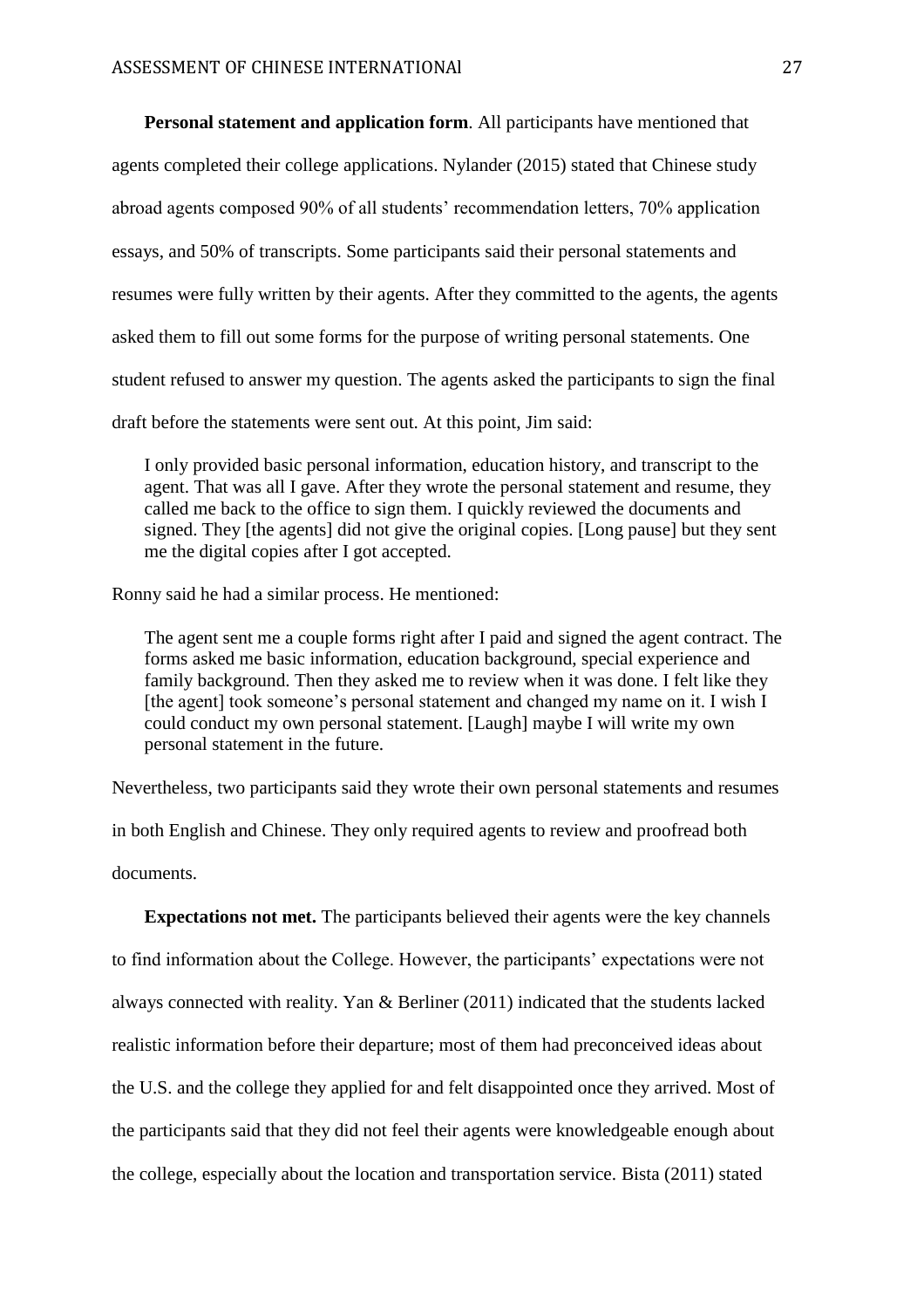**Personal statement and application form**. All participants have mentioned that agents completed their college applications. Nylander (2015) stated that Chinese study abroad agents composed 90% of all students' recommendation letters, 70% application essays, and 50% of transcripts. Some participants said their personal statements and resumes were fully written by their agents. After they committed to the agents, the agents asked them to fill out some forms for the purpose of writing personal statements. One student refused to answer my question. The agents asked the participants to sign the final draft before the statements were sent out. At this point, Jim said:

> I only provided basic personal information, education history, and transcript to the agent. That was all I gave. After they wrote the personal statement and resume, they called me back to the office to sign them. I quickly reviewed the documents and signed. They [the agents] did not give the original copies. [Long pause] but they sent me the digital copies after I got accepted.

Ronny said he had a similar process. He mentioned:

> The agent sent me a couple forms right after I paid and signed the agent contract. The forms asked me basic information, education background, special experience and family background. Then they asked me to review when it was done. I felt like they [the agent] took someone's personal statement and changed my name on it. I wish I could conduct my own personal statement. [Laugh] maybe I will write my own personal statement in the future.

Nevertheless, two participants said they wrote their own personal statements and resumes in both English and Chinese. They only required agents to review and proofread both documents.

**Expectations not met.** The participants believed their agents were the key channels to find information about the College. However, the participants' expectations were not always connected with reality. Yan & Berliner (2011) indicated that the students lacked realistic information before their departure; most of them had preconceived ideas about the U.S. and the college they applied for and felt disappointed once they arrived. Most of the participants said that they did not feel their agents were knowledgeable enough about the college, especially about the location and transportation service. Bista (2011) stated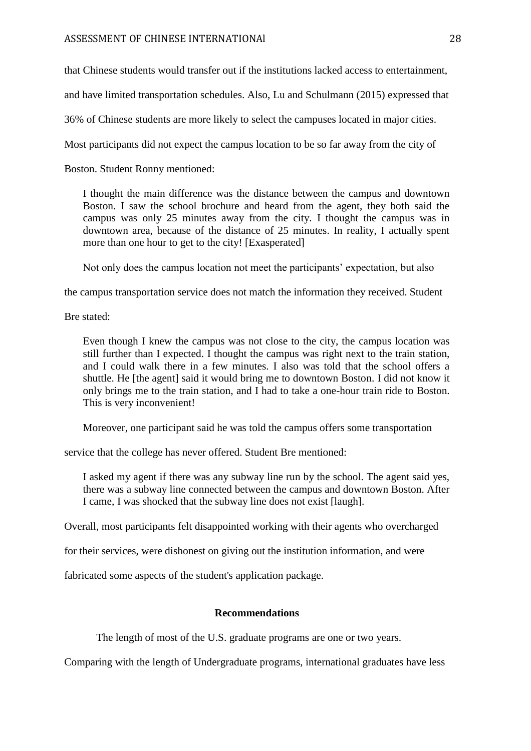that Chinese students would transfer out if the institutions lacked access to entertainment, and have limited transportation schedules. Also, Lu and Schulmann (2015) expressed that 36% of Chinese students are more likely to select the campuses located in major cities. Most participants did not expect the campus location to be so far away from the city of Boston. Student Ronny mentioned:

> I thought the main difference was the distance between the campus and downtown Boston. I saw the school brochure and heard from the agent, they both said the campus was only 25 minutes away from the city. I thought the campus was in downtown area, because of the distance of 25 minutes. In reality, I actually spent more than one hour to get to the city! [Exasperated]

Not only does the campus location not meet the participants' expectation, but also the campus transportation service does not match the information they received. Student Bre stated:

> Even though I knew the campus was not close to the city, the campus location was still further than I expected. I thought the campus was right next to the train station, and I could walk there in a few minutes. I also was told that the school offers a shuttle. He [the agent] said it would bring me to downtown Boston. I did not know it only brings me to the train station, and I had to take a one-hour train ride to Boston. This is very inconvenient!

Moreover, one participant said he was told the campus offers some transportation service that the college has never offered. Student Bre mentioned:

> I asked my agent if there was any subway line run by the school. The agent said yes, there was a subway line connected between the campus and downtown Boston. After I came, I was shocked that the subway line does not exist [laugh].

Overall, most participants felt disappointed working with their agents who overcharged for their services, were dishonest on giving out the institution information, and were fabricated some aspects of the student's application package.

## Recommendations

The length of most of the U.S. graduate programs are one or two years. Comparing with the length of Undergraduate programs, international graduates have less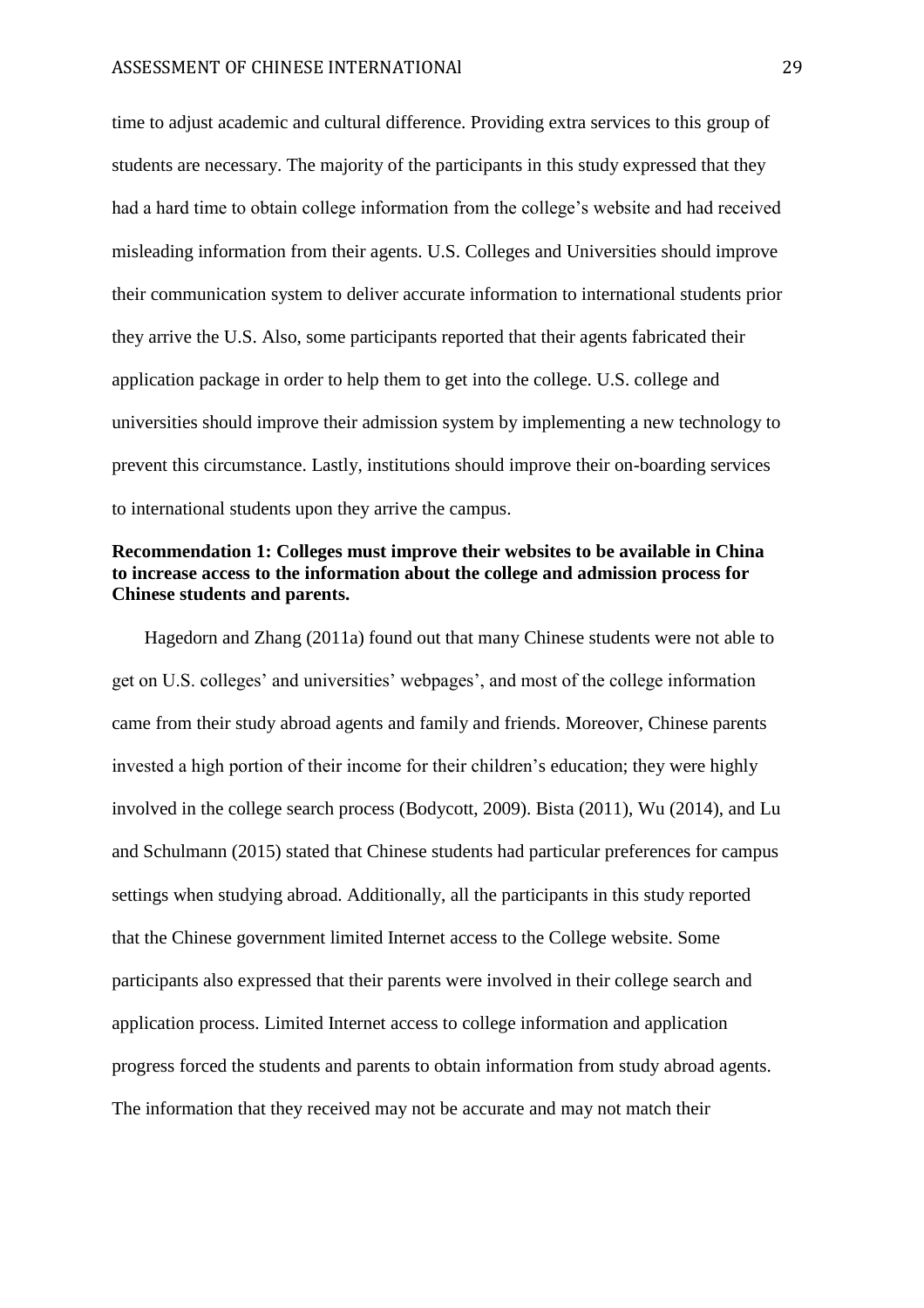time to adjust academic and cultural difference. Providing extra services to this group of students are necessary. The majority of the participants in this study expressed that they had a hard time to obtain college information from the college's website and had received misleading information from their agents. U.S. Colleges and Universities should improve their communication system to deliver accurate information to international students prior they arrive the U.S. Also, some participants reported that their agents fabricated their application package in order to help them to get into the college. U.S. college and universities should improve their admission system by implementing a new technology to prevent this circumstance. Lastly, institutions should improve their on-boarding services to international students upon they arrive the campus.

**Recommendation 1: Colleges must improve their websites to be available in China to increase access to the information about the college and admission process for Chinese students and parents.**

Hagedorn and Zhang (2011a) found out that many Chinese students were not able to get on U.S. colleges' and universities' webpages', and most of the college information came from their study abroad agents and family and friends. Moreover, Chinese parents invested a high portion of their income for their children's education; they were highly involved in the college search process (Bodycott, 2009). Bista (2011), Wu (2014), and Lu and Schulmann (2015) stated that Chinese students had particular preferences for campus settings when studying abroad. Additionally, all the participants in this study reported that the Chinese government limited Internet access to the College website. Some participants also expressed that their parents were involved in their college search and application process. Limited Internet access to college information and application progress forced the students and parents to obtain information from study abroad agents. The information that they received may not be accurate and may not match their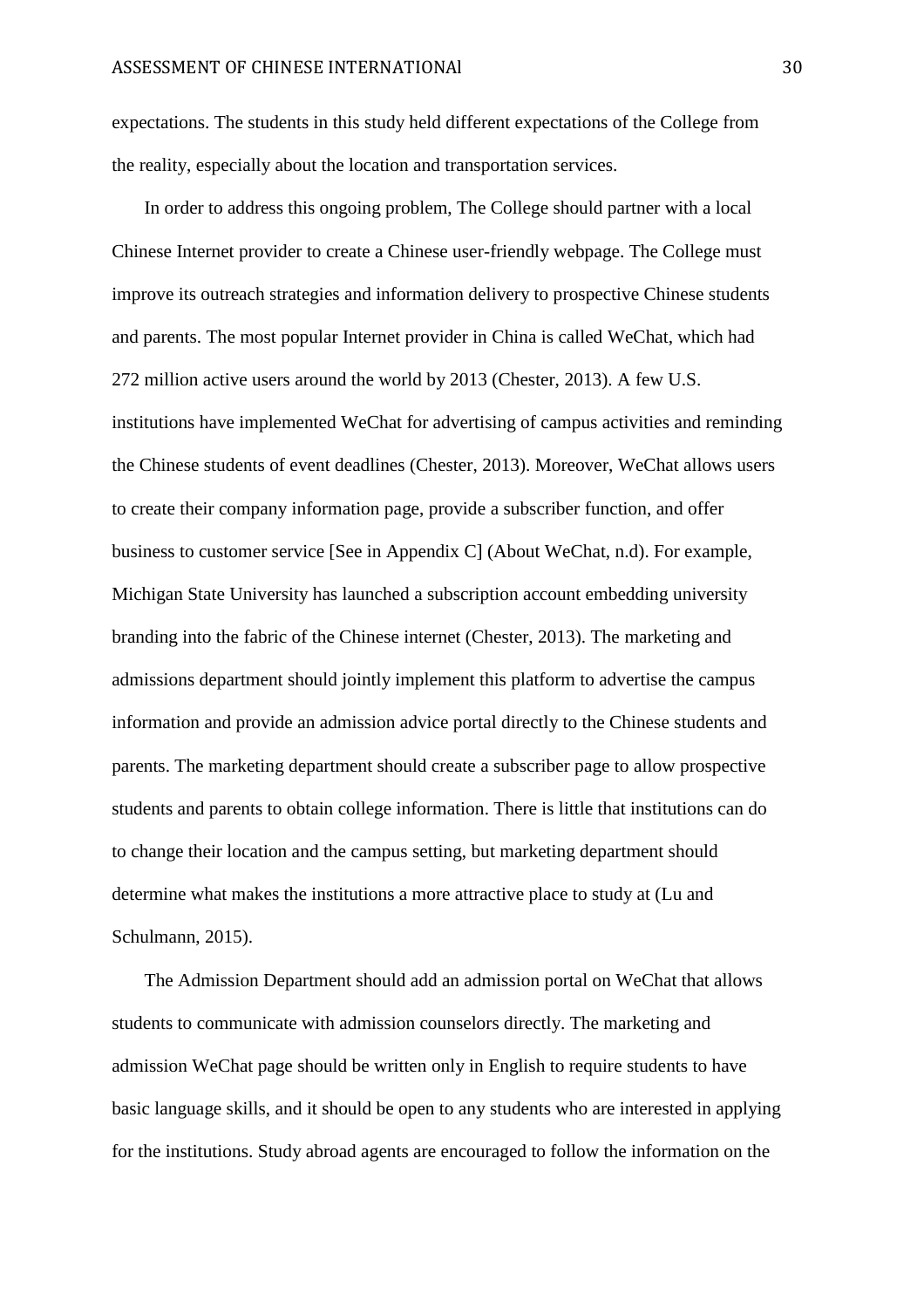expectations. The students in this study held different expectations of the College from the reality, especially about the location and transportation services.

In order to address this ongoing problem, The College should partner with a local Chinese Internet provider to create a Chinese user-friendly webpage. The College must improve its outreach strategies and information delivery to prospective Chinese students and parents. The most popular Internet provider in China is called WeChat, which had 272 million active users around the world by 2013 (Chester, 2013). A few U.S. institutions have implemented WeChat for advertising of campus activities and reminding the Chinese students of event deadlines (Chester, 2013). Moreover, WeChat allows users to create their company information page, provide a subscriber function, and offer business to customer service [See in Appendix C] (About WeChat, n.d). For example, Michigan State University has launched a subscription account embedding university branding into the fabric of the Chinese internet (Chester, 2013). The marketing and admissions department should jointly implement this platform to advertise the campus information and provide an admission advice portal directly to the Chinese students and parents. The marketing department should create a subscriber page to allow prospective students and parents to obtain college information. There is little that institutions can do to change their location and the campus setting, but marketing department should determine what makes the institutions a more attractive place to study at (Lu and Schulmann, 2015).

The Admission Department should add an admission portal on WeChat that allows students to communicate with admission counselors directly. The marketing and admission WeChat page should be written only in English to require students to have basic language skills, and it should be open to any students who are interested in applying for the institutions. Study abroad agents are encouraged to follow the information on the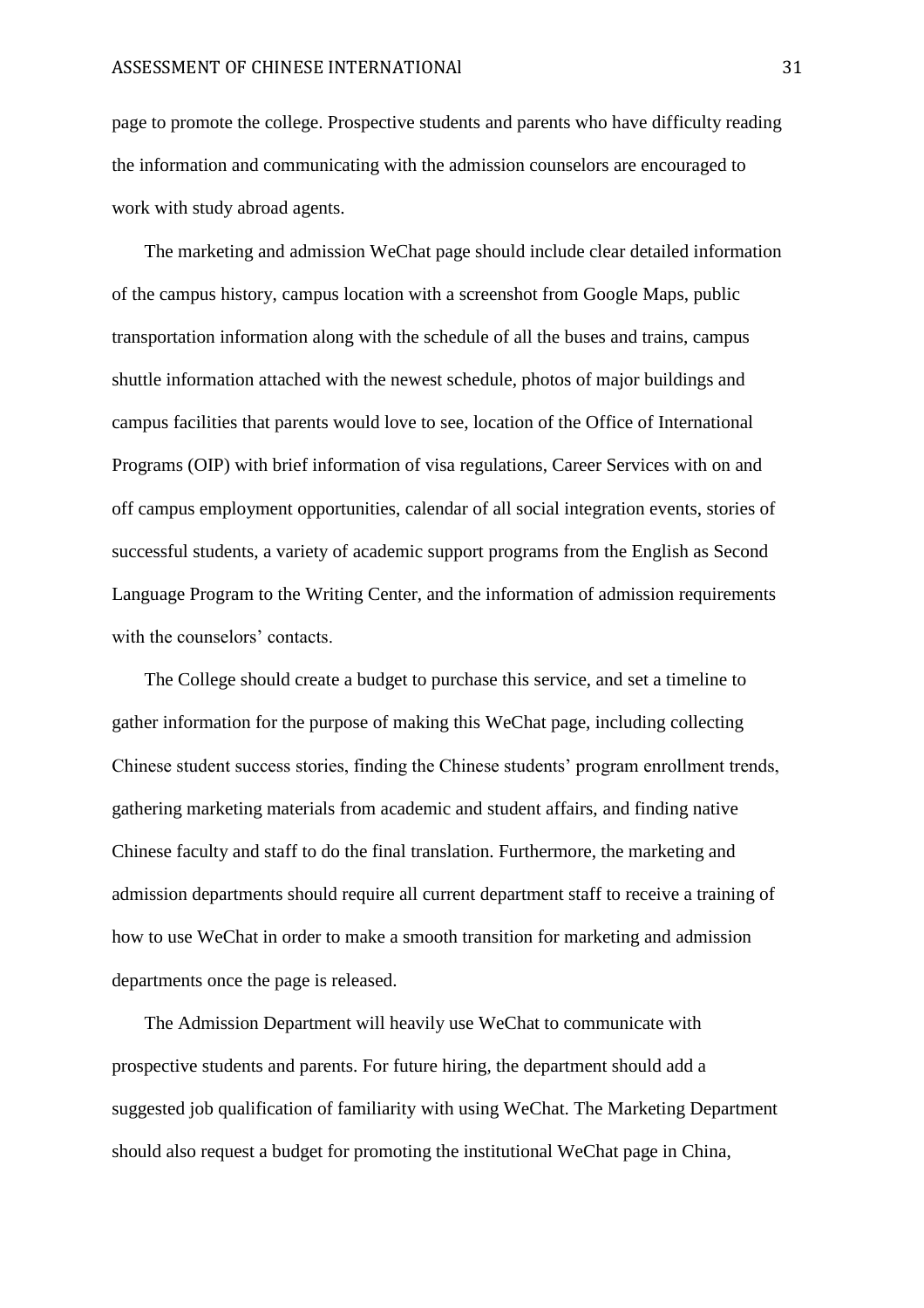page to promote the college. Prospective students and parents who have difficulty reading the information and communicating with the admission counselors are encouraged to work with study abroad agents.

The marketing and admission WeChat page should include clear detailed information of the campus history, campus location with a screenshot from Google Maps, public transportation information along with the schedule of all the buses and trains, campus shuttle information attached with the newest schedule, photos of major buildings and campus facilities that parents would love to see, location of the Office of International Programs (OIP) with brief information of visa regulations, Career Services with on and off campus employment opportunities, calendar of all social integration events, stories of successful students, a variety of academic support programs from the English as Second Language Program to the Writing Center, and the information of admission requirements with the counselors' contacts.

The College should create a budget to purchase this service, and set a timeline to gather information for the purpose of making this WeChat page, including collecting Chinese student success stories, finding the Chinese students' program enrollment trends, gathering marketing materials from academic and student affairs, and finding native Chinese faculty and staff to do the final translation. Furthermore, the marketing and admission departments should require all current department staff to receive a training of how to use WeChat in order to make a smooth transition for marketing and admission departments once the page is released.

The Admission Department will heavily use WeChat to communicate with prospective students and parents. For future hiring, the department should add a suggested job qualification of familiarity with using WeChat. The Marketing Department should also request a budget for promoting the institutional WeChat page in China,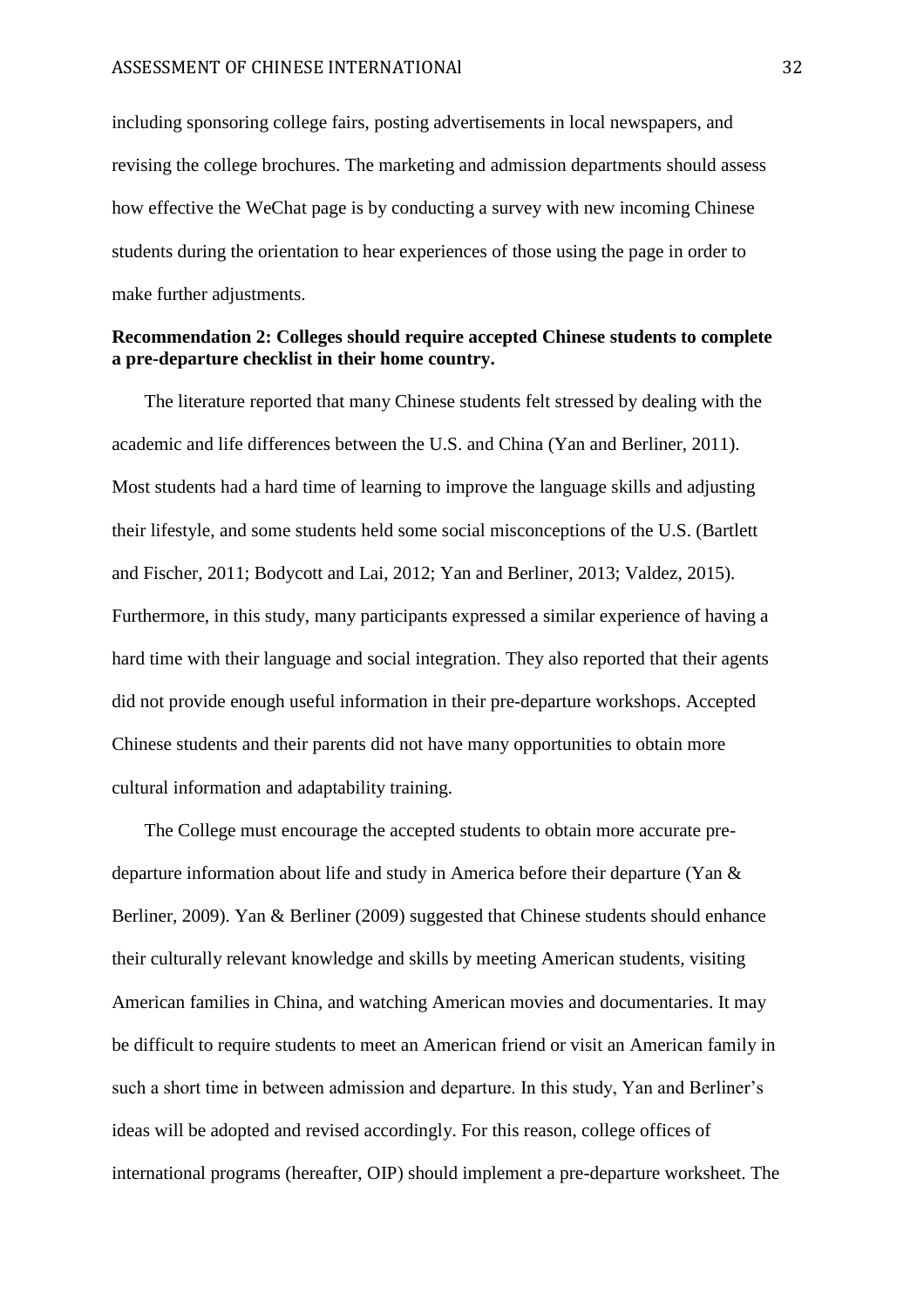including sponsoring college fairs, posting advertisements in local newspapers, and revising the college brochures. The marketing and admission departments should assess how effective the WeChat page is by conducting a survey with new incoming Chinese students during the orientation to hear experiences of those using the page in order to make further adjustments.

**Recommendation 2: Colleges should require accepted Chinese students to complete a pre-departure checklist in their home country.**

The literature reported that many Chinese students felt stressed by dealing with the academic and life differences between the U.S. and China (Yan and Berliner, 2011). Most students had a hard time of learning to improve the language skills and adjusting their lifestyle, and some students held some social misconceptions of the U.S. (Bartlett and Fischer, 2011; Bodycott and Lai, 2012; Yan and Berliner, 2013; Valdez, 2015). Furthermore, in this study, many participants expressed a similar experience of having a hard time with their language and social integration. They also reported that their agents did not provide enough useful information in their pre-departure workshops. Accepted Chinese students and their parents did not have many opportunities to obtain more cultural information and adaptability training.

The College must encourage the accepted students to obtain more accurate pre-departure information about life and study in America before their departure (Yan & Berliner, 2009). Yan & Berliner (2009) suggested that Chinese students should enhance their culturally relevant knowledge and skills by meeting American students, visiting American families in China, and watching American movies and documentaries. It may be difficult to require students to meet an American friend or visit an American family in such a short time in between admission and departure. In this study, Yan and Berliner's ideas will be adopted and revised accordingly. For this reason, college offices of international programs (hereafter, OIP) should implement a pre-departure worksheet. The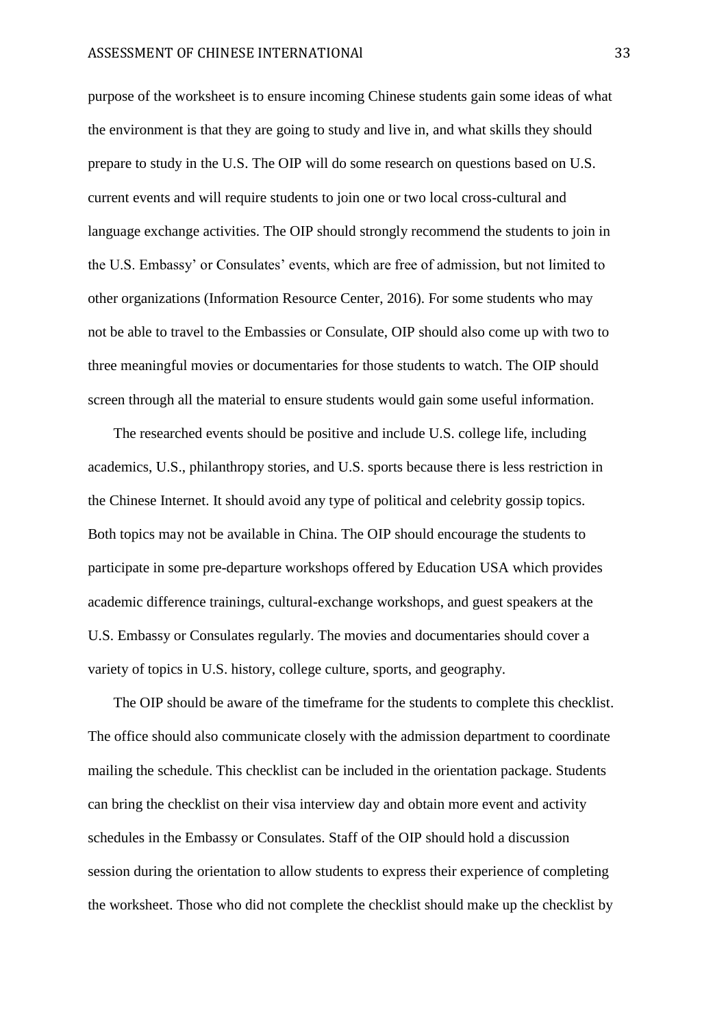purpose of the worksheet is to ensure incoming Chinese students gain some ideas of what the environment is that they are going to study and live in, and what skills they should prepare to study in the U.S. The OIP will do some research on questions based on U.S. current events and will require students to join one or two local cross-cultural and language exchange activities. The OIP should strongly recommend the students to join in the U.S. Embassy' or Consulates' events, which are free of admission, but not limited to other organizations (Information Resource Center, 2016). For some students who may not be able to travel to the Embassies or Consulate, OIP should also come up with two to three meaningful movies or documentaries for those students to watch. The OIP should screen through all the material to ensure students would gain some useful information.

The researched events should be positive and include U.S. college life, including academics, U.S., philanthropy stories, and U.S. sports because there is less restriction in the Chinese Internet. It should avoid any type of political and celebrity gossip topics. Both topics may not be available in China. The OIP should encourage the students to participate in some pre-departure workshops offered by Education USA which provides academic difference trainings, cultural-exchange workshops, and guest speakers at the U.S. Embassy or Consulates regularly. The movies and documentaries should cover a variety of topics in U.S. history, college culture, sports, and geography.

The OIP should be aware of the timeframe for the students to complete this checklist. The office should also communicate closely with the admission department to coordinate mailing the schedule. This checklist can be included in the orientation package. Students can bring the checklist on their visa interview day and obtain more event and activity schedules in the Embassy or Consulates. Staff of the OIP should hold a discussion session during the orientation to allow students to express their experience of completing the worksheet. Those who did not complete the checklist should make up the checklist by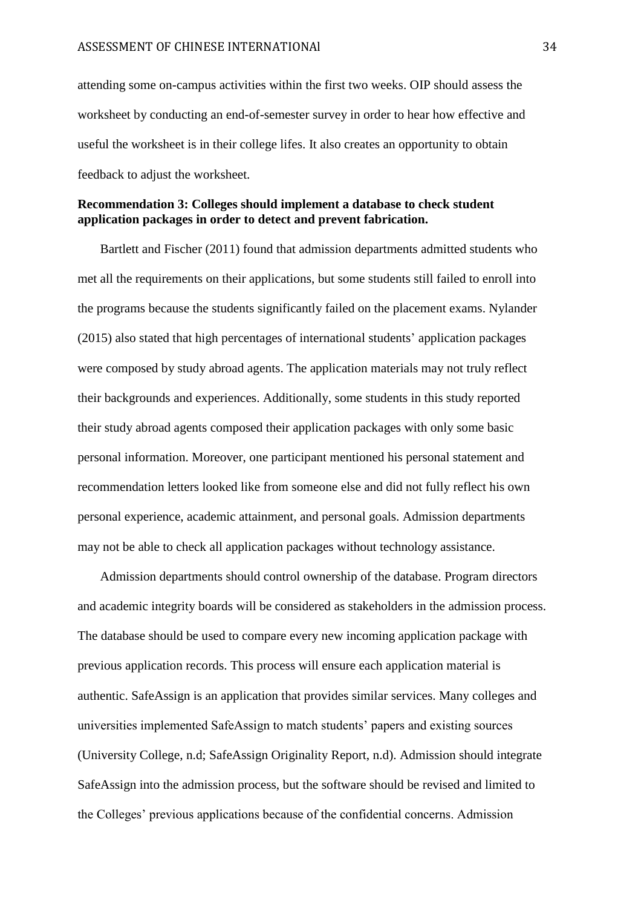attending some on-campus activities within the first two weeks. OIP should assess the worksheet by conducting an end-of-semester survey in order to hear how effective and useful the worksheet is in their college lifes. It also creates an opportunity to obtain feedback to adjust the worksheet.

**Recommendation 3: Colleges should implement a database to check student application packages in order to detect and prevent fabrication.**

Bartlett and Fischer (2011) found that admission departments admitted students who met all the requirements on their applications, but some students still failed to enroll into the programs because the students significantly failed on the placement exams. Nylander (2015) also stated that high percentages of international students' application packages were composed by study abroad agents. The application materials may not truly reflect their backgrounds and experiences. Additionally, some students in this study reported their study abroad agents composed their application packages with only some basic personal information. Moreover, one participant mentioned his personal statement and recommendation letters looked like from someone else and did not fully reflect his own personal experience, academic attainment, and personal goals. Admission departments may not be able to check all application packages without technology assistance.

Admission departments should control ownership of the database. Program directors and academic integrity boards will be considered as stakeholders in the admission process. The database should be used to compare every new incoming application package with previous application records. This process will ensure each application material is authentic. SafeAssign is an application that provides similar services. Many colleges and universities implemented SafeAssign to match students' papers and existing sources (University College, n.d; SafeAssign Originality Report, n.d). Admission should integrate SafeAssign into the admission process, but the software should be revised and limited to the Colleges' previous applications because of the confidential concerns. Admission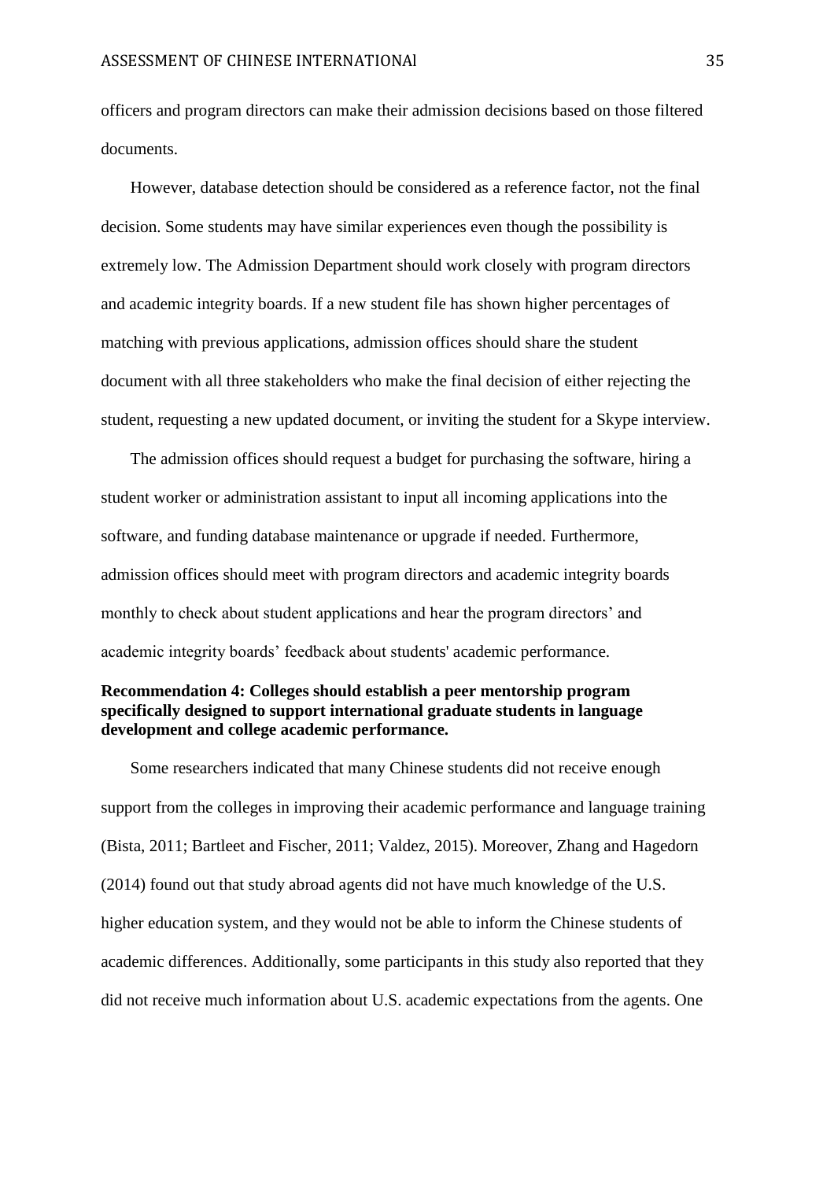officers and program directors can make their admission decisions based on those filtered documents.

However, database detection should be considered as a reference factor, not the final decision. Some students may have similar experiences even though the possibility is extremely low. The Admission Department should work closely with program directors and academic integrity boards. If a new student file has shown higher percentages of matching with previous applications, admission offices should share the student document with all three stakeholders who make the final decision of either rejecting the student, requesting a new updated document, or inviting the student for a Skype interview.

The admission offices should request a budget for purchasing the software, hiring a student worker or administration assistant to input all incoming applications into the software, and funding database maintenance or upgrade if needed. Furthermore, admission offices should meet with program directors and academic integrity boards monthly to check about student applications and hear the program directors' and academic integrity boards' feedback about students' academic performance.

**Recommendation 4: Colleges should establish a peer mentorship program specifically designed to support international graduate students in language development and college academic performance.**

Some researchers indicated that many Chinese students did not receive enough support from the colleges in improving their academic performance and language training (Bista, 2011; Bartleet and Fischer, 2011; Valdez, 2015). Moreover, Zhang and Hagedorn (2014) found out that study abroad agents did not have much knowledge of the U.S. higher education system, and they would not be able to inform the Chinese students of academic differences. Additionally, some participants in this study also reported that they did not receive much information about U.S. academic expectations from the agents. One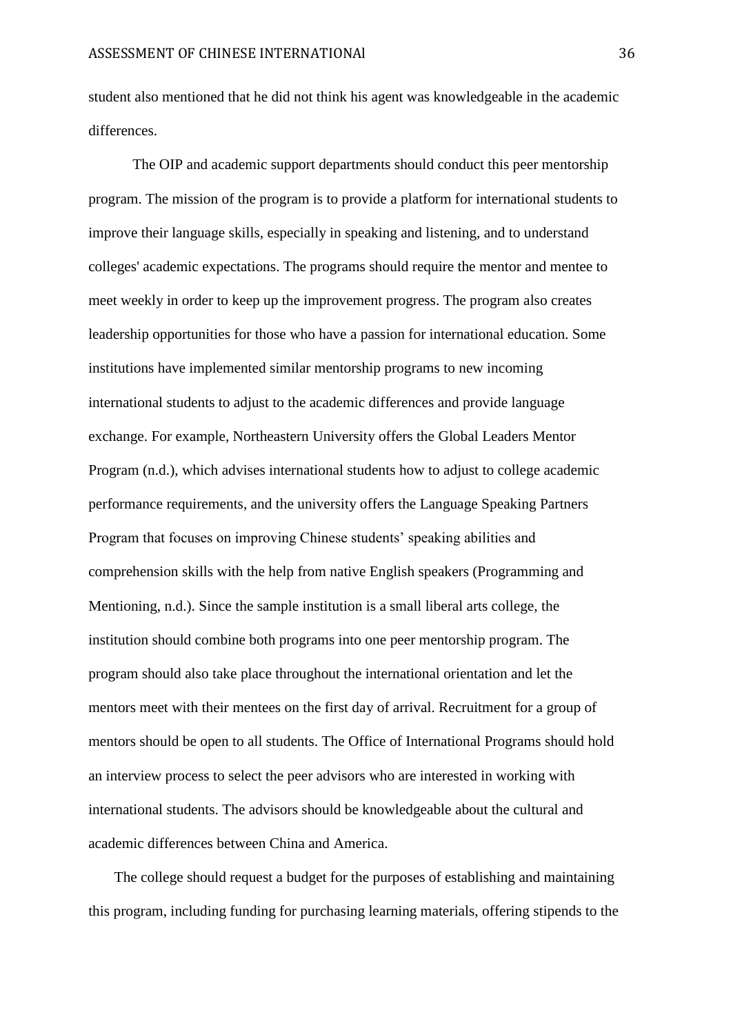student also mentioned that he did not think his agent was knowledgeable in the academic differences.

The OIP and academic support departments should conduct this peer mentorship program. The mission of the program is to provide a platform for international students to improve their language skills, especially in speaking and listening, and to understand colleges' academic expectations. The programs should require the mentor and mentee to meet weekly in order to keep up the improvement progress. The program also creates leadership opportunities for those who have a passion for international education. Some institutions have implemented similar mentorship programs to new incoming international students to adjust to the academic differences and provide language exchange. For example, Northeastern University offers the Global Leaders Mentor Program (n.d.), which advises international students how to adjust to college academic performance requirements, and the university offers the Language Speaking Partners Program that focuses on improving Chinese students' speaking abilities and comprehension skills with the help from native English speakers (Programming and Mentioning, n.d.). Since the sample institution is a small liberal arts college, the institution should combine both programs into one peer mentorship program. The program should also take place throughout the international orientation and let the mentors meet with their mentees on the first day of arrival. Recruitment for a group of mentors should be open to all students. The Office of International Programs should hold an interview process to select the peer advisors who are interested in working with international students. The advisors should be knowledgeable about the cultural and academic differences between China and America.

The college should request a budget for the purposes of establishing and maintaining this program, including funding for purchasing learning materials, offering stipends to the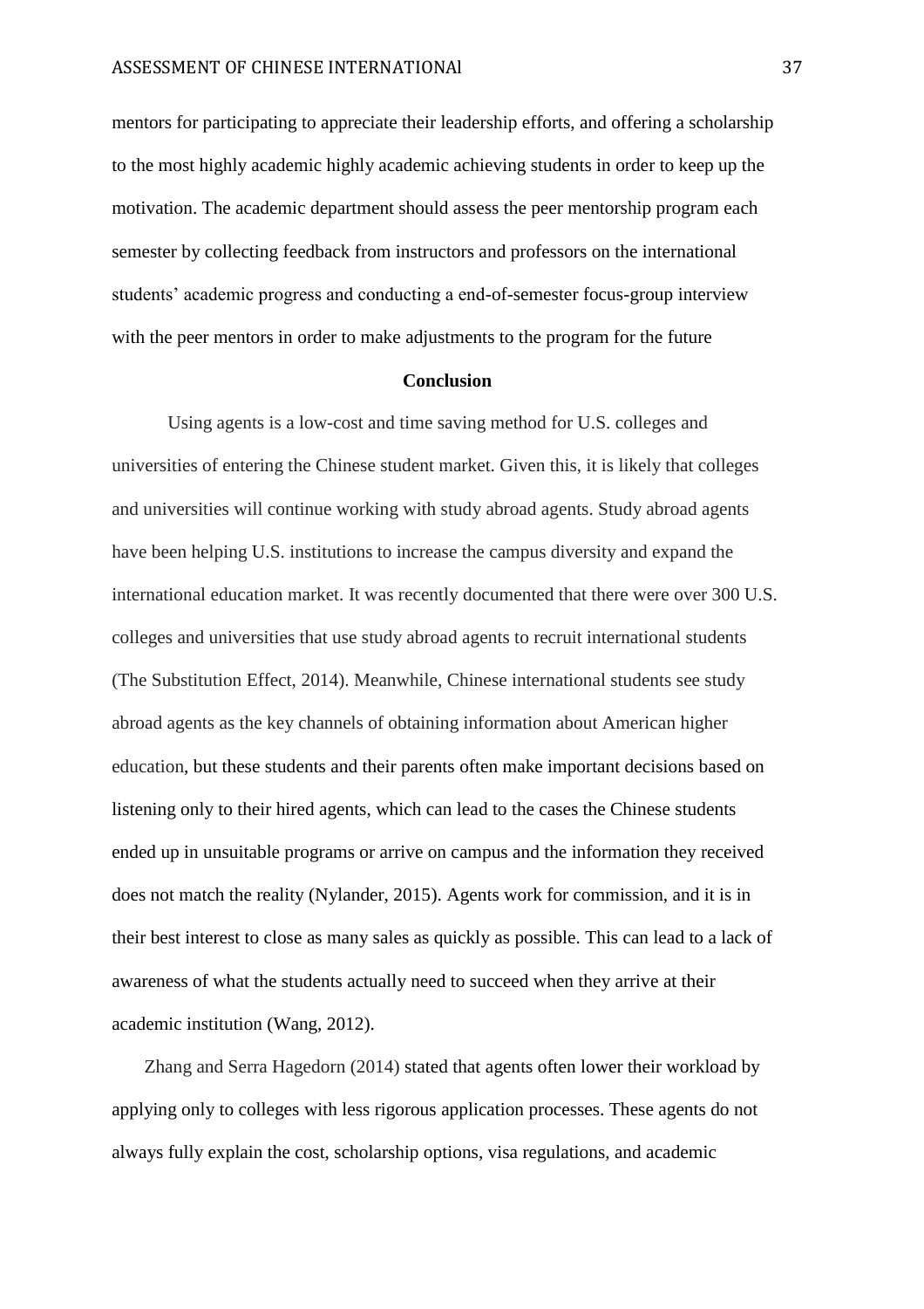mentors for participating to appreciate their leadership efforts, and offering a scholarship to the most highly academic highly academic achieving students in order to keep up the motivation. The academic department should assess the peer mentorship program each semester by collecting feedback from instructors and professors on the international students' academic progress and conducting a end-of-semester focus-group interview with the peer mentors in order to make adjustments to the program for the future

## Conclusion

Using agents is a low-cost and time saving method for U.S. colleges and universities of entering the Chinese student market. Given this, it is likely that colleges and universities will continue working with study abroad agents. Study abroad agents have been helping U.S. institutions to increase the campus diversity and expand the international education market. It was recently documented that there were over 300 U.S. colleges and universities that use study abroad agents to recruit international students (The Substitution Effect, 2014). Meanwhile, Chinese international students see study abroad agents as the key channels of obtaining information about American higher education, but these students and their parents often make important decisions based on listening only to their hired agents, which can lead to the cases the Chinese students ended up in unsuitable programs or arrive on campus and the information they received does not match the reality (Nylander, 2015). Agents work for commission, and it is in their best interest to close as many sales as quickly as possible. This can lead to a lack of awareness of what the students actually need to succeed when they arrive at their academic institution (Wang, 2012).

Zhang and Serra Hagedorn (2014) stated that agents often lower their workload by applying only to colleges with less rigorous application processes. These agents do not always fully explain the cost, scholarship options, visa regulations, and academic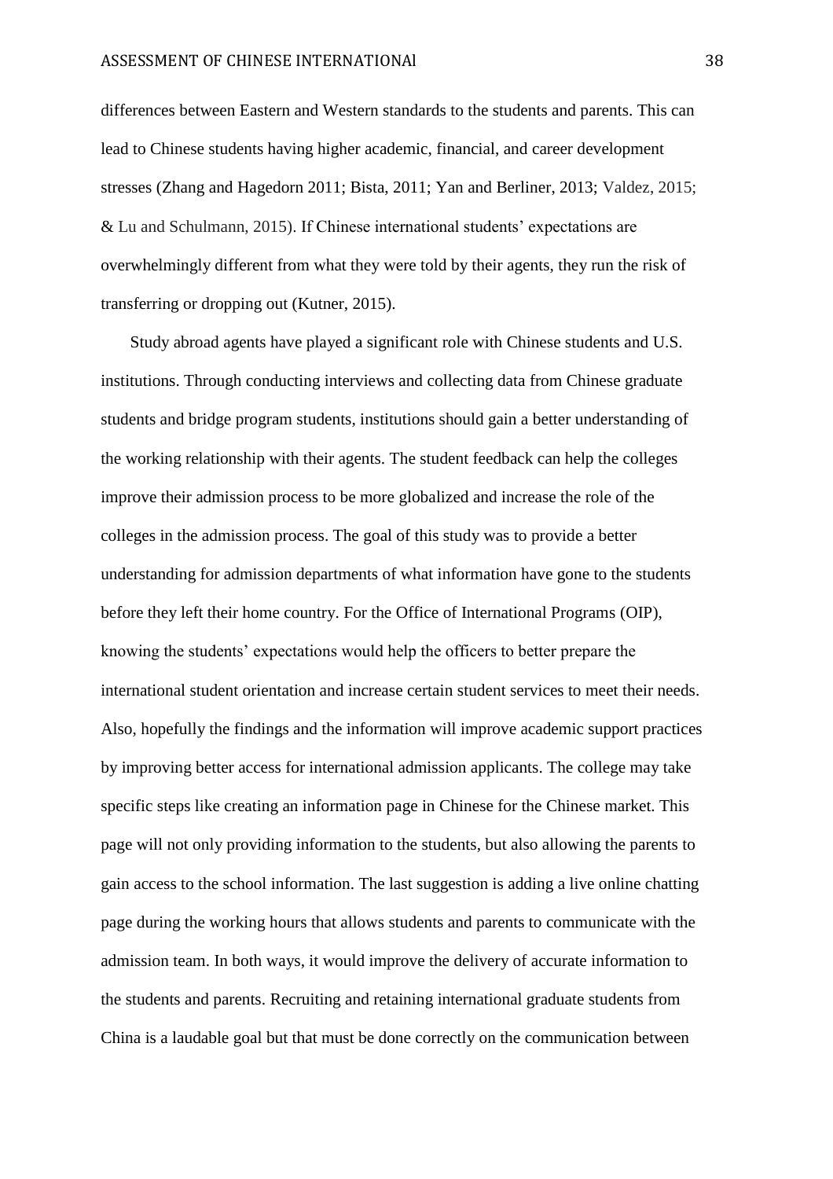differences between Eastern and Western standards to the students and parents. This can lead to Chinese students having higher academic, financial, and career development stresses (Zhang and Hagedorn 2011; Bista, 2011; Yan and Berliner, 2013; Valdez, 2015; & Lu and Schulmann, 2015). If Chinese international students' expectations are overwhelmingly different from what they were told by their agents, they run the risk of transferring or dropping out (Kutner, 2015).

Study abroad agents have played a significant role with Chinese students and U.S. institutions. Through conducting interviews and collecting data from Chinese graduate students and bridge program students, institutions should gain a better understanding of the working relationship with their agents. The student feedback can help the colleges improve their admission process to be more globalized and increase the role of the colleges in the admission process. The goal of this study was to provide a better understanding for admission departments of what information have gone to the students before they left their home country. For the Office of International Programs (OIP), knowing the students' expectations would help the officers to better prepare the international student orientation and increase certain student services to meet their needs. Also, hopefully the findings and the information will improve academic support practices by improving better access for international admission applicants. The college may take specific steps like creating an information page in Chinese for the Chinese market. This page will not only providing information to the students, but also allowing the parents to gain access to the school information. The last suggestion is adding a live online chatting page during the working hours that allows students and parents to communicate with the admission team. In both ways, it would improve the delivery of accurate information to the students and parents. Recruiting and retaining international graduate students from China is a laudable goal but that must be done correctly on the communication between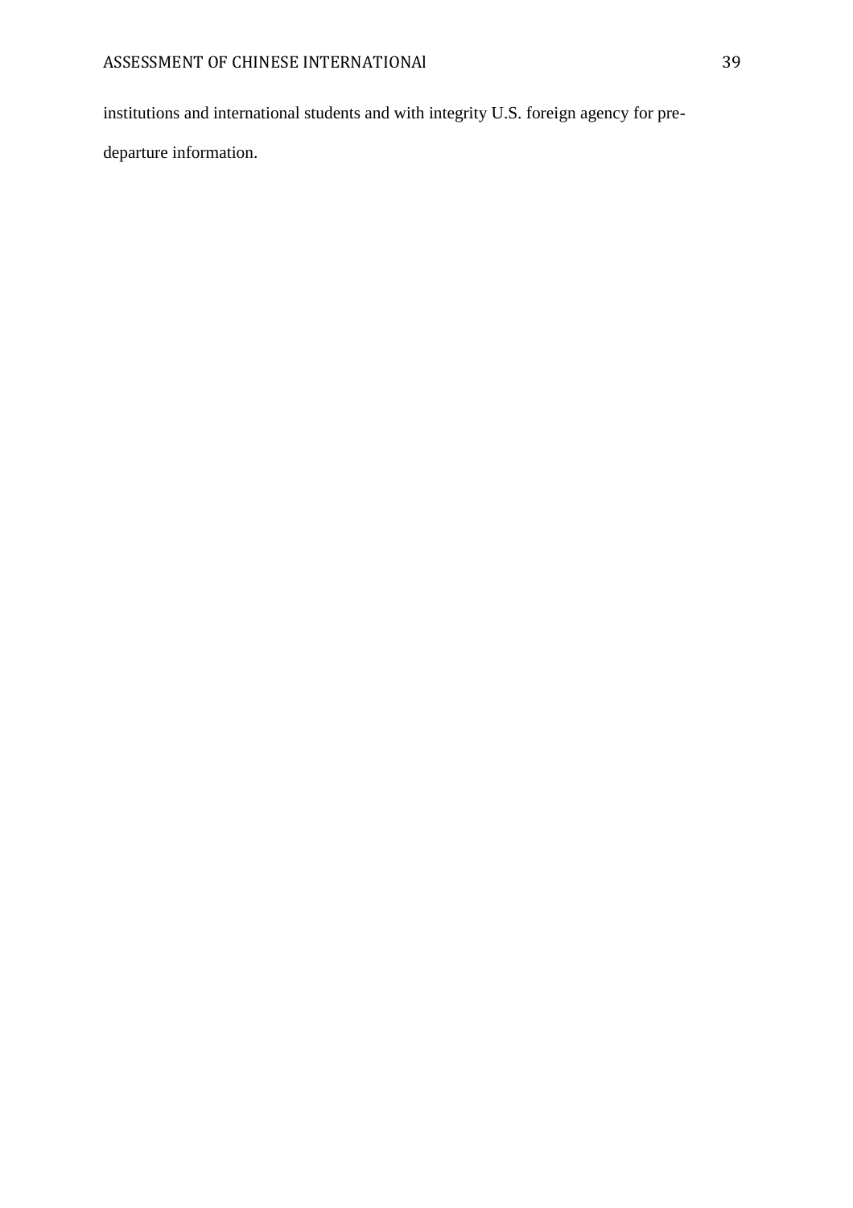institutions and international students and with integrity U.S. foreign agency for pre-departure information.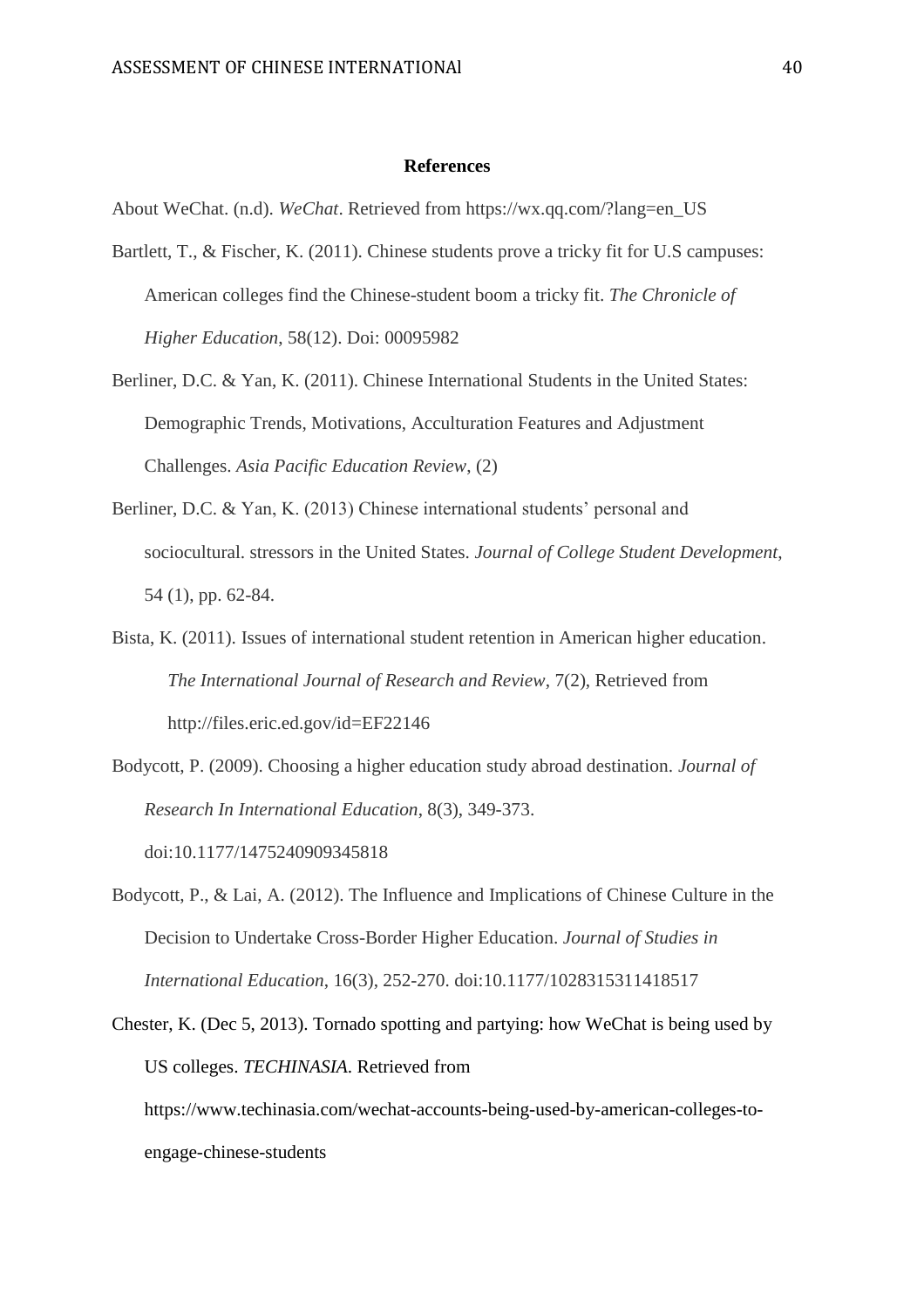**References**

About WeChat. (n.d). *WeChat*. Retrieved from https://wx.qq.com/?lang=en_US

Bartlett, T., & Fischer, K. (2011). Chinese students prove a tricky fit for U.S campuses: American colleges find the Chinese-student boom a tricky fit. *The Chronicle of Higher Education*, 58(12). Doi: 00095982

Berliner, D.C. & Yan, K. (2011). Chinese International Students in the United States: Demographic Trends, Motivations, Acculturation Features and Adjustment Challenges. *Asia Pacific Education Review*, (2)

Berliner, D.C. & Yan, K. (2013) Chinese international students' personal and sociocultural. stressors in the United States. *Journal of College Student Development*, 54 (1), pp. 62-84.

Bista, K. (2011). Issues of international student retention in American higher education. *The International Journal of Research and Review*, 7(2), Retrieved from http://files.eric.ed.gov/id=EF22146

Bodycott, P. (2009). Choosing a higher education study abroad destination. *Journal of Research In International Education*, 8(3), 349-373. doi:10.1177/1475240909345818

Bodycott, P., & Lai, A. (2012). The Influence and Implications of Chinese Culture in the Decision to Undertake Cross-Border Higher Education. *Journal of Studies in International Education*, 16(3), 252-270. doi:10.1177/1028315311418517

Chester, K. (Dec 5, 2013). Tornado spotting and partying: how WeChat is being used by US colleges. *TECHINASIA*. Retrieved from https://www.techinasia.com/wechat-accounts-being-used-by-american-colleges-to-engage-chinese-students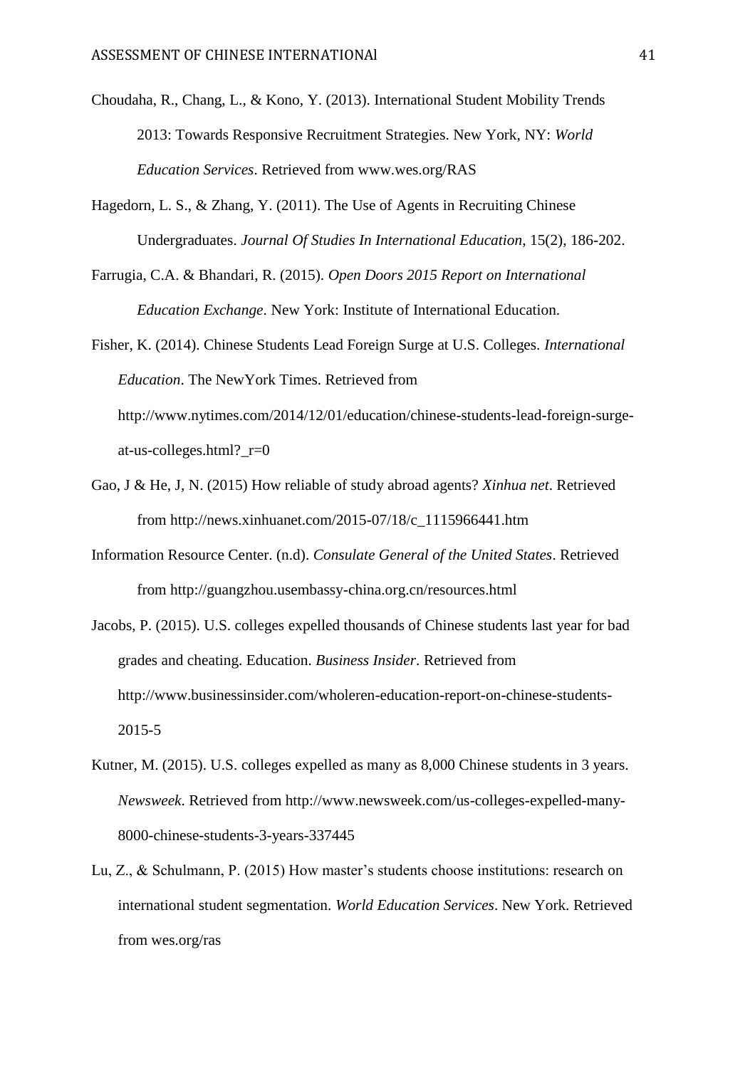Choudaha, R., Chang, L., & Kono, Y. (2013). International Student Mobility Trends 2013: Towards Responsive Recruitment Strategies. New York, NY: *World Education Services*. Retrieved from www.wes.org/RAS

Hagedorn, L. S., & Zhang, Y. (2011). The Use of Agents in Recruiting Chinese Undergraduates. *Journal Of Studies In International Education*, 15(2), 186-202.

Farrugia, C.A. & Bhandari, R. (2015). *Open Doors 2015 Report on International Education Exchange*. New York: Institute of International Education.

Fisher, K. (2014). Chinese Students Lead Foreign Surge at U.S. Colleges. *International Education*. The NewYork Times. Retrieved from http://www.nytimes.com/2014/12/01/education/chinese-students-lead-foreign-surge-at-us-colleges.html?_r=0

Gao, J & He, J, N. (2015) How reliable of study abroad agents? *Xinhua net*. Retrieved from http://news.xinhuanet.com/2015-07/18/c_1115966441.htm

Information Resource Center. (n.d). *Consulate General of the United States*. Retrieved from http://guangzhou.usembassy-china.org.cn/resources.html

Jacobs, P. (2015). U.S. colleges expelled thousands of Chinese students last year for bad grades and cheating. Education. *Business Insider*. Retrieved from http://www.businessinsider.com/wholeren-education-report-on-chinese-students-2015-5

Kutner, M. (2015). U.S. colleges expelled as many as 8,000 Chinese students in 3 years. *Newsweek*. Retrieved from http://www.newsweek.com/us-colleges-expelled-many-8000-chinese-students-3-years-337445

Lu, Z., & Schulmann, P. (2015) How master's students choose institutions: research on international student segmentation. *World Education Services*. New York. Retrieved from wes.org/ras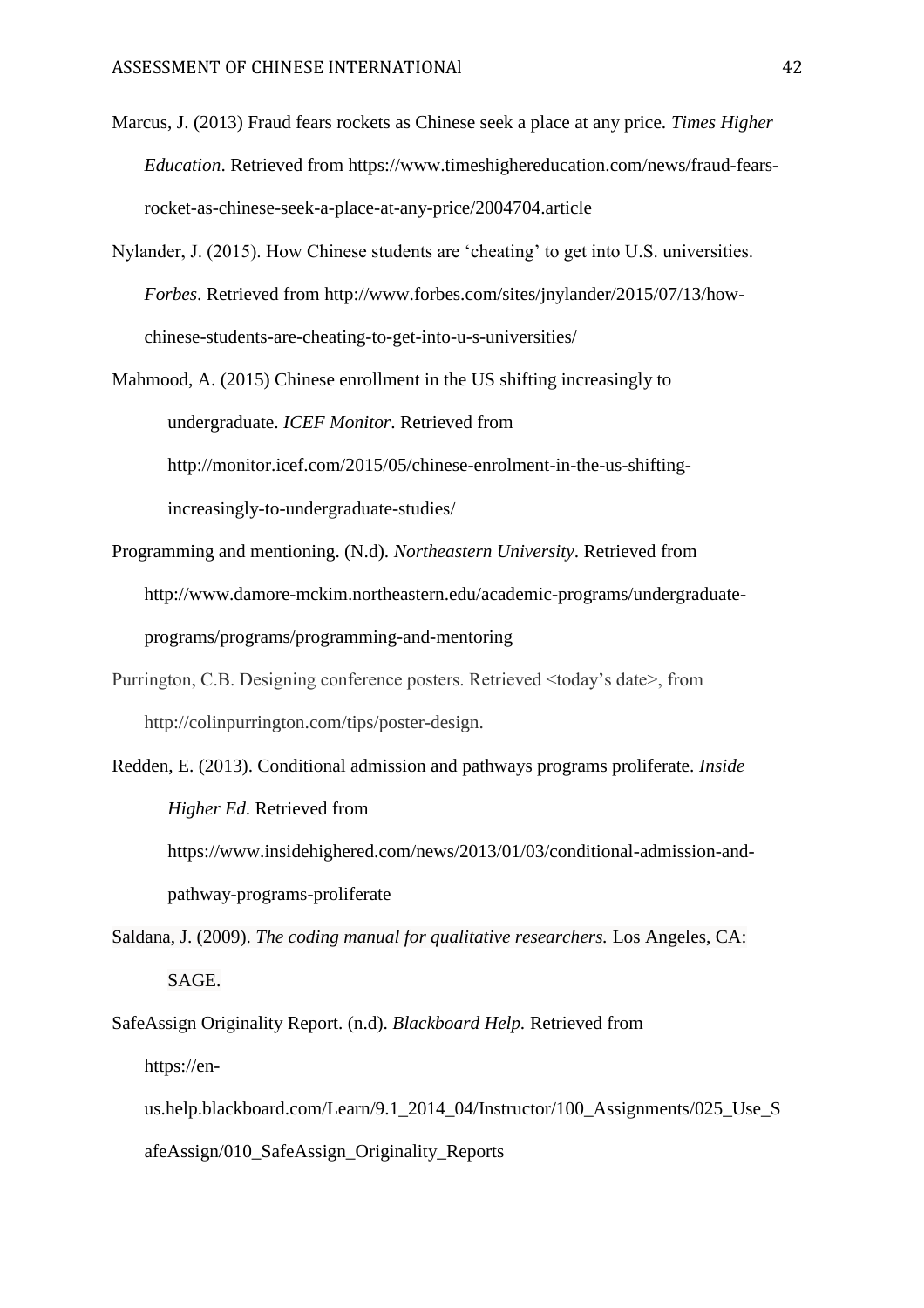Marcus, J. (2013) Fraud fears rockets as Chinese seek a place at any price. *Times Higher Education*. Retrieved from https://www.timeshighereducation.com/news/fraud-fears-rocket-as-chinese-seek-a-place-at-any-price/2004704.article

Nylander, J. (2015). How Chinese students are 'cheating' to get into U.S. universities. *Forbes*. Retrieved from http://www.forbes.com/sites/jnylander/2015/07/13/how-chinese-students-are-cheating-to-get-into-u-s-universities/

Mahmood, A. (2015) Chinese enrollment in the US shifting increasingly to undergraduate. *ICEF Monitor*. Retrieved from http://monitor.icef.com/2015/05/chinese-enrolment-in-the-us-shifting-increasingly-to-undergraduate-studies/

Programming and mentioning. (N.d). *Northeastern University*. Retrieved from http://www.damore-mckim.northeastern.edu/academic-programs/undergraduate-programs/programs/programming-and-mentoring

Purrington, C.B. Designing conference posters. Retrieved <today's date>, from http://colinpurrington.com/tips/poster-design.

Redden, E. (2013). Conditional admission and pathways programs proliferate. *Inside Higher Ed*. Retrieved from https://www.insidehighered.com/news/2013/01/03/conditional-admission-and-pathway-programs-proliferate

Saldana, J. (2009). *The coding manual for qualitative researchers.* Los Angeles, CA: SAGE.

SafeAssign Originality Report. (n.d). *Blackboard Help.* Retrieved from https://en-us.help.blackboard.com/Learn/9.1_2014_04/Instructor/100_Assignments/025_Use_SafeAssign/010_SafeAssign_Originality_Reports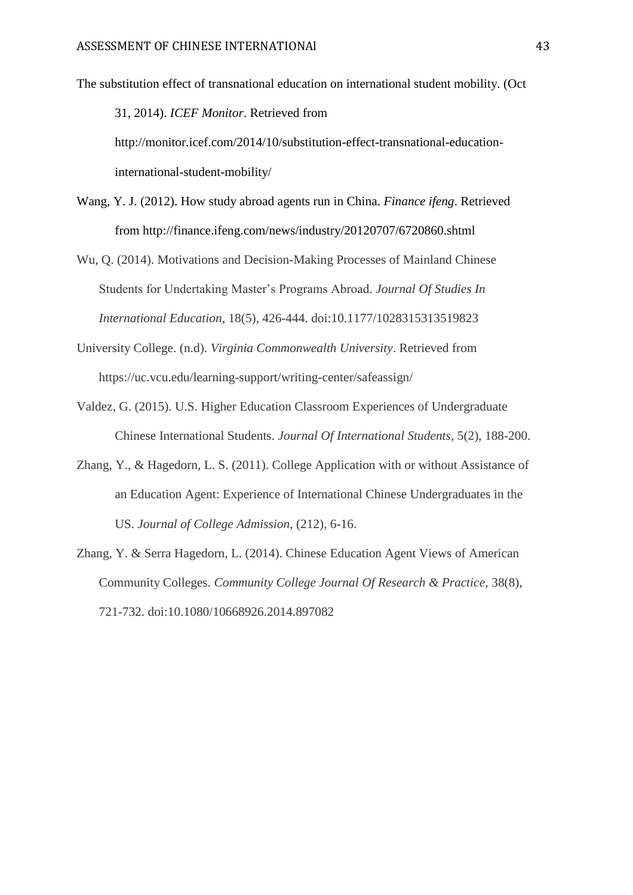The substitution effect of transnational education on international student mobility. (Oct 31, 2014). *ICEF Monitor*. Retrieved from http://monitor.icef.com/2014/10/substitution-effect-transnational-education-international-student-mobility/

Wang, Y. J. (2012). How study abroad agents run in China. *Finance ifeng*. Retrieved from http://finance.ifeng.com/news/industry/20120707/6720860.shtml

Wu, Q. (2014). Motivations and Decision-Making Processes of Mainland Chinese Students for Undertaking Master's Programs Abroad. *Journal Of Studies In International Education*, 18(5), 426-444. doi:10.1177/1028315313519823

University College. (n.d). *Virginia Commonwealth University*. Retrieved from https://uc.vcu.edu/learning-support/writing-center/safeassign/

Valdez, G. (2015). U.S. Higher Education Classroom Experiences of Undergraduate Chinese International Students. *Journal Of International Students*, 5(2), 188-200.

Zhang, Y., & Hagedorn, L. S. (2011). College Application with or without Assistance of an Education Agent: Experience of International Chinese Undergraduates in the US. *Journal of College Admission*, (212), 6-16.

Zhang, Y. & Serra Hagedorn, L. (2014). Chinese Education Agent Views of American Community Colleges. *Community College Journal Of Research & Practice*, 38(8), 721-732. doi:10.1080/10668926.2014.897082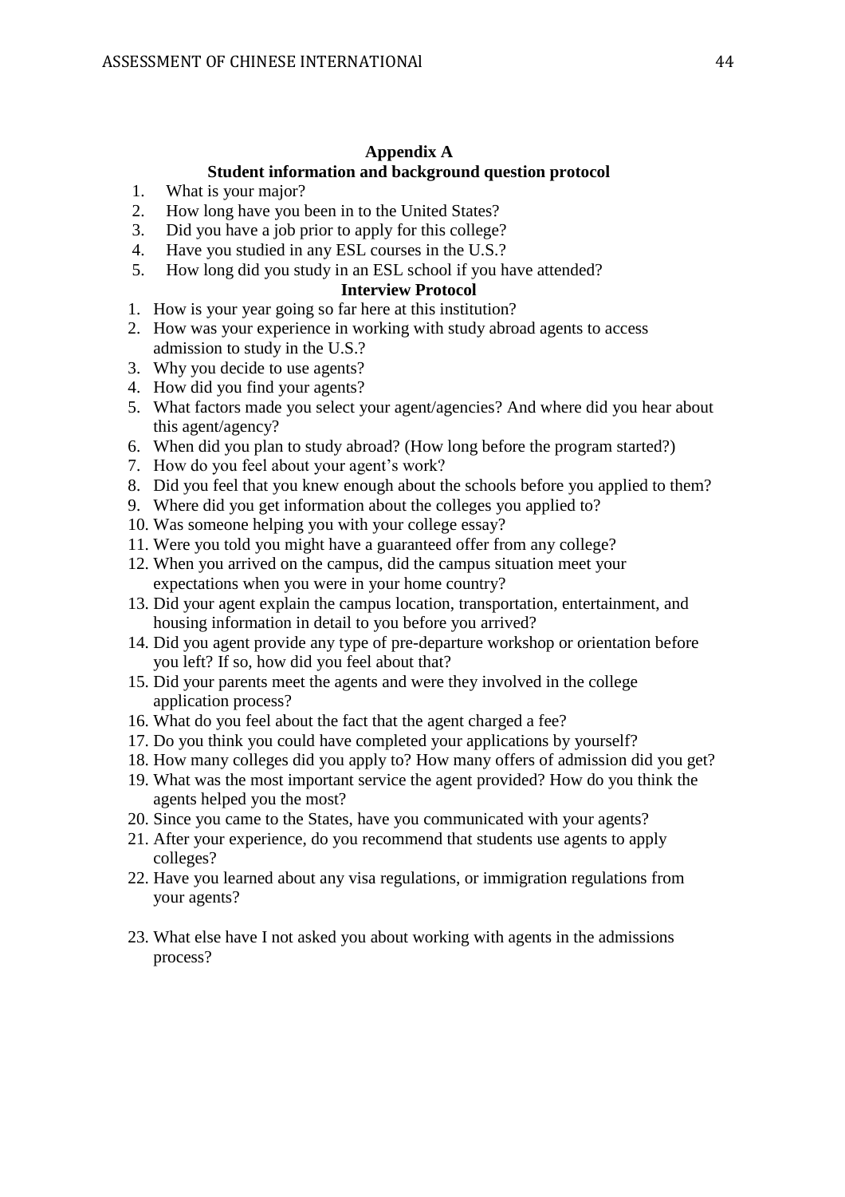## Appendix A

### Student information and background question protocol

1. What is your major?
2. How long have you been in to the United States?
3. Did you have a job prior to apply for this college?
4. Have you studied in any ESL courses in the U.S.?
5. How long did you study in an ESL school if you have attended?

### Interview Protocol

1. How is your year going so far here at this institution?
2. How was your experience in working with study abroad agents to access admission to study in the U.S.?
3. Why you decide to use agents?
4. How did you find your agents?
5. What factors made you select your agent/agencies? And where did you hear about this agent/agency?
6. When did you plan to study abroad? (How long before the program started?)
7. How do you feel about your agent's work?
8. Did you feel that you knew enough about the schools before you applied to them?
9. Where did you get information about the colleges you applied to?
10. Was someone helping you with your college essay?
11. Were you told you might have a guaranteed offer from any college?
12. When you arrived on the campus, did the campus situation meet your expectations when you were in your home country?
13. Did your agent explain the campus location, transportation, entertainment, and housing information in detail to you before you arrived?
14. Did you agent provide any type of pre-departure workshop or orientation before you left? If so, how did you feel about that?
15. Did your parents meet the agents and were they involved in the college application process?
16. What do you feel about the fact that the agent charged a fee?
17. Do you think you could have completed your applications by yourself?
18. How many colleges did you apply to? How many offers of admission did you get?
19. What was the most important service the agent provided? How do you think the agents helped you the most?
20. Since you came to the States, have you communicated with your agents?
21. After your experience, do you recommend that students use agents to apply colleges?
22. Have you learned about any visa regulations, or immigration regulations from your agents?
23. What else have I not asked you about working with agents in the admissions process?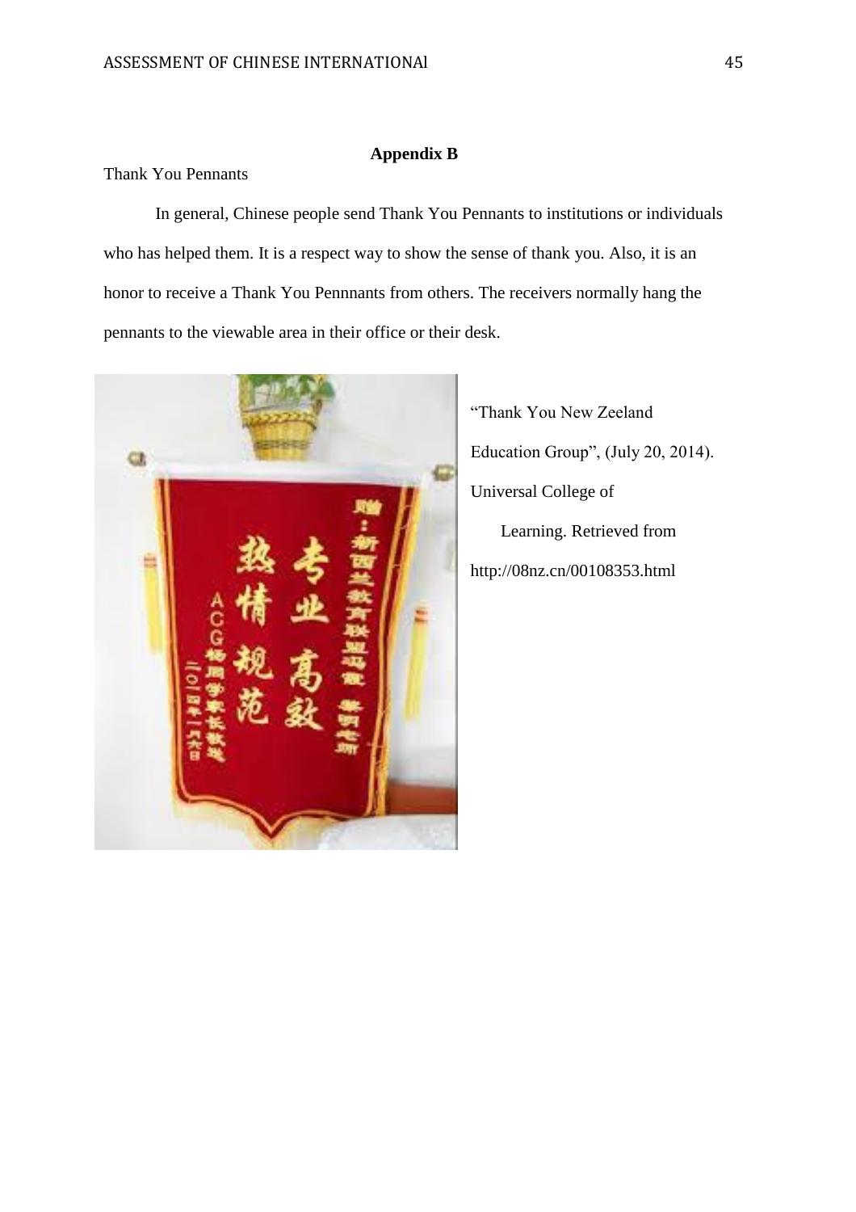## Appendix B

Thank You Pennants

In general, Chinese people send Thank You Pennants to institutions or individuals who has helped them. It is a respect way to show the sense of thank you. Also, it is an honor to receive a Thank You Pennnants from others. The receivers normally hang the pennants to the viewable area in their office or their desk.

"Thank You New Zeeland Education Group", (July 20, 2014). Universal College of Learning. Retrieved from http://08nz.cn/00108353.html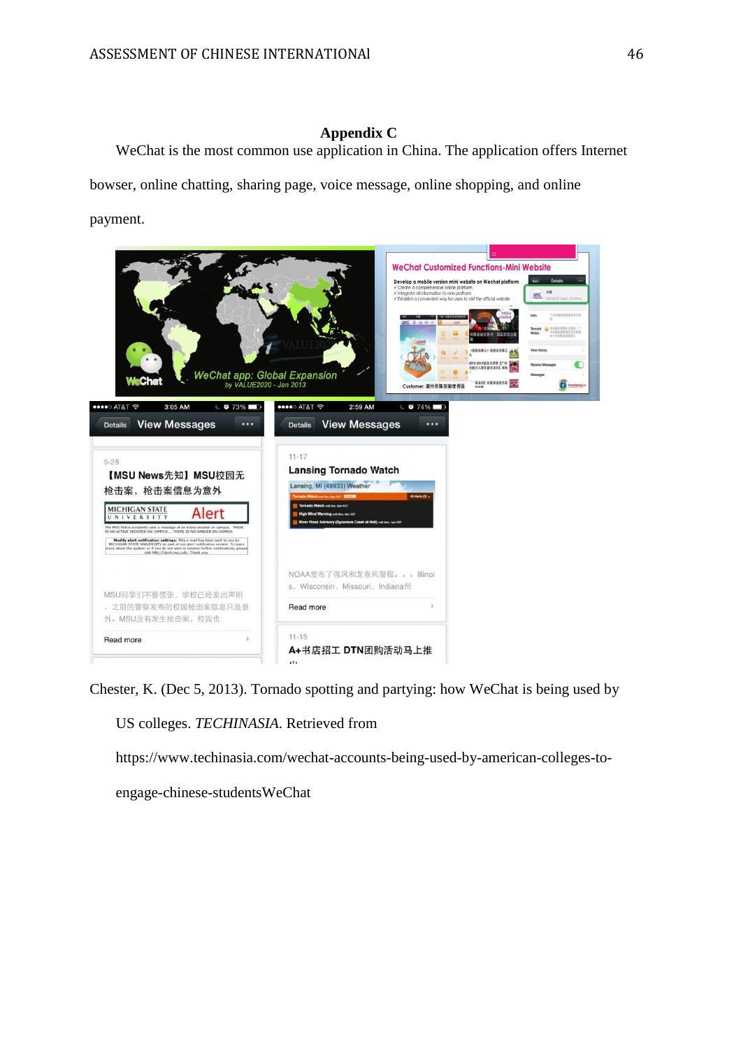# Appendix C

WeChat is the most common use application in China. The application offers Internet bowser, online chatting, sharing page, voice message, online shopping, and online payment.

Chester, K. (Dec 5, 2013). Tornado spotting and partying: how WeChat is being used by US colleges. *TECHINASIA*. Retrieved from https://www.techinasia.com/wechat-accounts-being-used-by-american-colleges-to-engage-chinese-studentsWeChat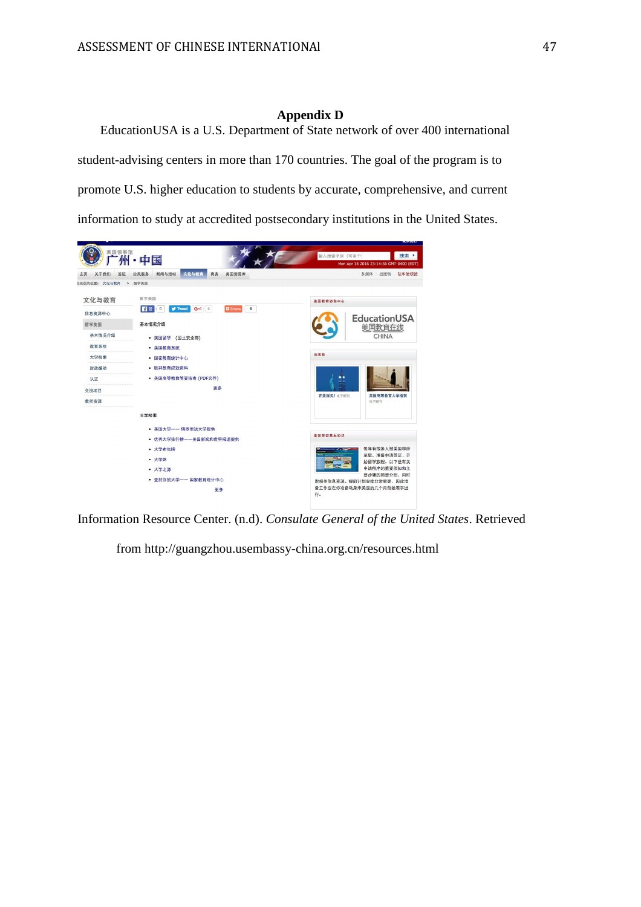## Appendix D

EducationUSA is a U.S. Department of State network of over 400 international student-advising centers in more than 170 countries. The goal of the program is to promote U.S. higher education to students by accurate, comprehensive, and current information to study at accredited postsecondary institutions in the United States.

Information Resource Center. (n.d). *Consulate General of the United States*. Retrieved from http://guangzhou.usembassy-china.org.cn/resources.html